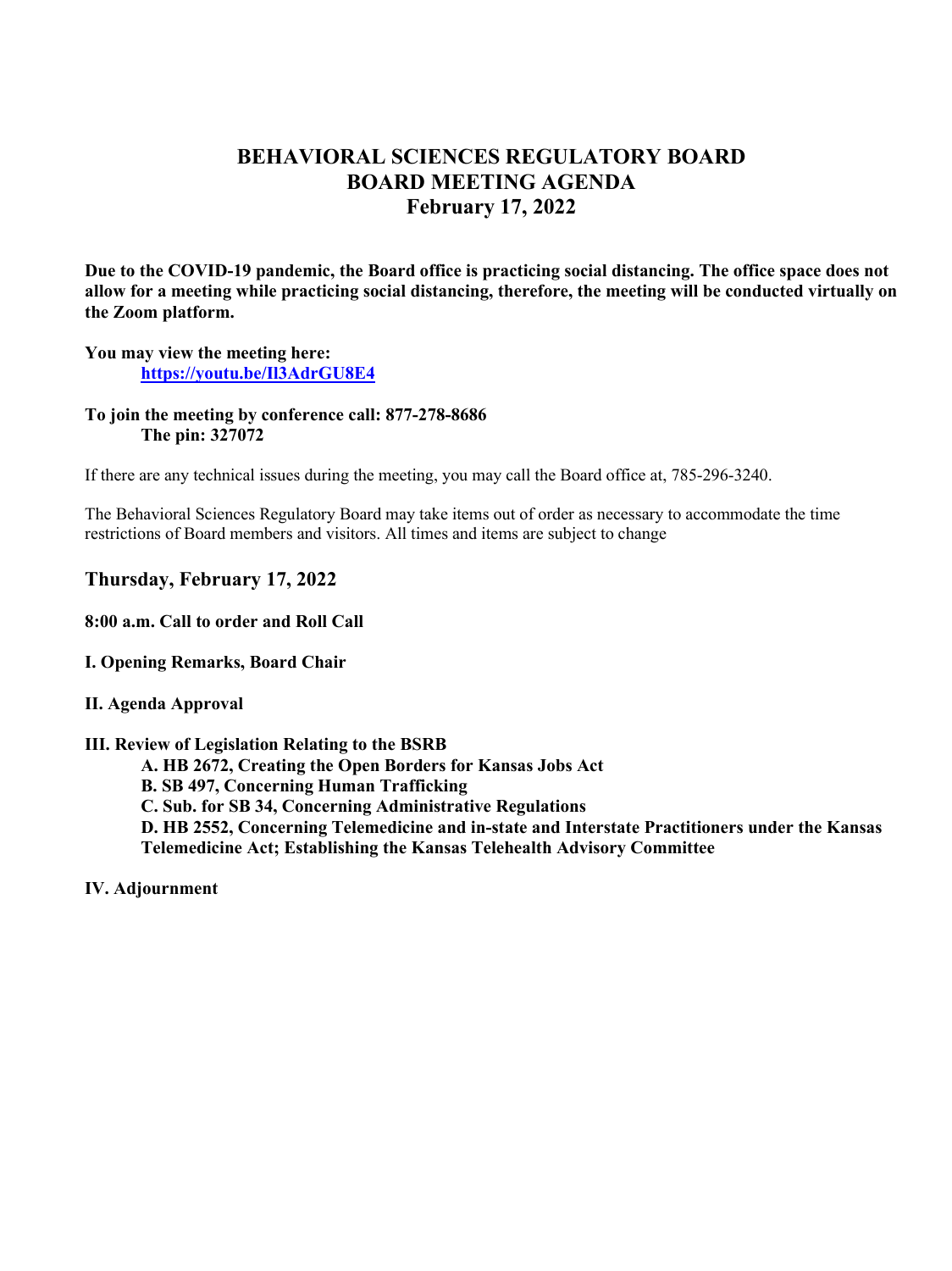# BEHAVIORAL SCIENCES REGULATORY BOARD
# BOARD MEETING AGENDA
# February 17, 2022

**Due to the COVID-19 pandemic, the Board office is practicing social distancing. The office space does not allow for a meeting while practicing social distancing, therefore, the meeting will be conducted virtually on the Zoom platform.**

**You may view the meeting here:**
**https://youtu.be/Il3AdrGU8E4**

**To join the meeting by conference call: 877-278-8686**
**The pin: 327072**

If there are any technical issues during the meeting, you may call the Board office at, 785-296-3240.

The Behavioral Sciences Regulatory Board may take items out of order as necessary to accommodate the time restrictions of Board members and visitors. All times and items are subject to change

## Thursday, February 17, 2022

**8:00 a.m. Call to order and Roll Call**

**I. Opening Remarks, Board Chair**

**II. Agenda Approval**

**III. Review of Legislation Relating to the BSRB**

- **A. HB 2672, Creating the Open Borders for Kansas Jobs Act**
- **B. SB 497, Concerning Human Trafficking**
- **C. Sub. for SB 34, Concerning Administrative Regulations**
- **D. HB 2552, Concerning Telemedicine and in-state and Interstate Practitioners under the Kansas Telemedicine Act; Establishing the Kansas Telehealth Advisory Committee**

**IV. Adjournment**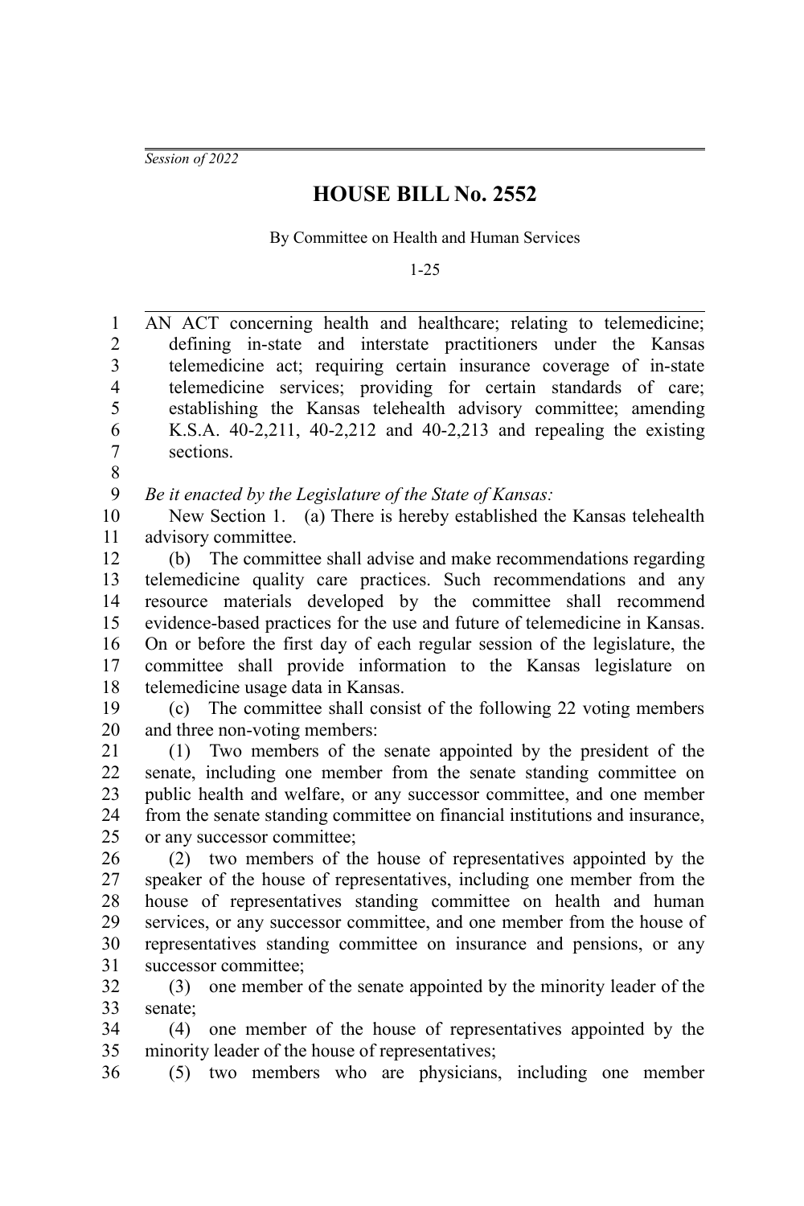*Session of 2022*

# HOUSE BILL No. 2552

By Committee on Health and Human Services

1-25

AN ACT concerning health and healthcare; relating to telemedicine; defining in-state and interstate practitioners under the Kansas telemedicine act; requiring certain insurance coverage of in-state telemedicine services; providing for certain standards of care; establishing the Kansas telehealth advisory committee; amending K.S.A. 40-2,211, 40-2,212 and 40-2,213 and repealing the existing sections.

*Be it enacted by the Legislature of the State of Kansas:*

New Section 1. (a) There is hereby established the Kansas telehealth advisory committee.

(b) The committee shall advise and make recommendations regarding telemedicine quality care practices. Such recommendations and any resource materials developed by the committee shall recommend evidence-based practices for the use and future of telemedicine in Kansas. On or before the first day of each regular session of the legislature, the committee shall provide information to the Kansas legislature on telemedicine usage data in Kansas.

(c) The committee shall consist of the following 22 voting members and three non-voting members:

(1) Two members of the senate appointed by the president of the senate, including one member from the senate standing committee on public health and welfare, or any successor committee, and one member from the senate standing committee on financial institutions and insurance, or any successor committee;

(2) two members of the house of representatives appointed by the speaker of the house of representatives, including one member from the house of representatives standing committee on health and human services, or any successor committee, and one member from the house of representatives standing committee on insurance and pensions, or any successor committee;

(3) one member of the senate appointed by the minority leader of the senate;

(4) one member of the house of representatives appointed by the minority leader of the house of representatives;

(5) two members who are physicians, including one member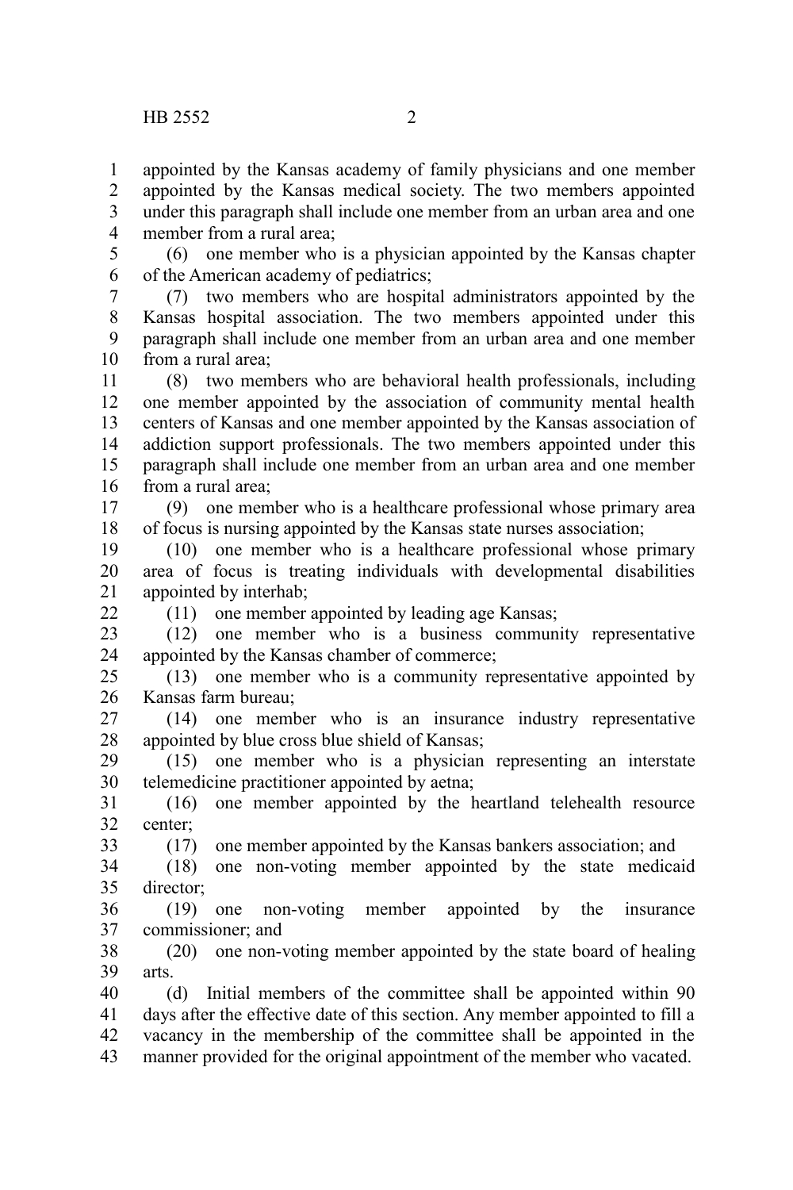appointed by the Kansas academy of family physicians and one member appointed by the Kansas medical society. The two members appointed under this paragraph shall include one member from an urban area and one member from a rural area;

(6) one member who is a physician appointed by the Kansas chapter of the American academy of pediatrics;

(7) two members who are hospital administrators appointed by the Kansas hospital association. The two members appointed under this paragraph shall include one member from an urban area and one member from a rural area;

(8) two members who are behavioral health professionals, including one member appointed by the association of community mental health centers of Kansas and one member appointed by the Kansas association of addiction support professionals. The two members appointed under this paragraph shall include one member from an urban area and one member from a rural area;

(9) one member who is a healthcare professional whose primary area of focus is nursing appointed by the Kansas state nurses association;

(10) one member who is a healthcare professional whose primary area of focus is treating individuals with developmental disabilities appointed by interhab;

(11) one member appointed by leading age Kansas;

(12) one member who is a business community representative appointed by the Kansas chamber of commerce;

(13) one member who is a community representative appointed by Kansas farm bureau;

(14) one member who is an insurance industry representative appointed by blue cross blue shield of Kansas;

(15) one member who is a physician representing an interstate telemedicine practitioner appointed by aetna;

(16) one member appointed by the heartland telehealth resource center;

(17) one member appointed by the Kansas bankers association; and

(18) one non-voting member appointed by the state medicaid director;

(19) one non-voting member appointed by the insurance commissioner; and

(20) one non-voting member appointed by the state board of healing arts.

(d) Initial members of the committee shall be appointed within 90 days after the effective date of this section. Any member appointed to fill a vacancy in the membership of the committee shall be appointed in the manner provided for the original appointment of the member who vacated.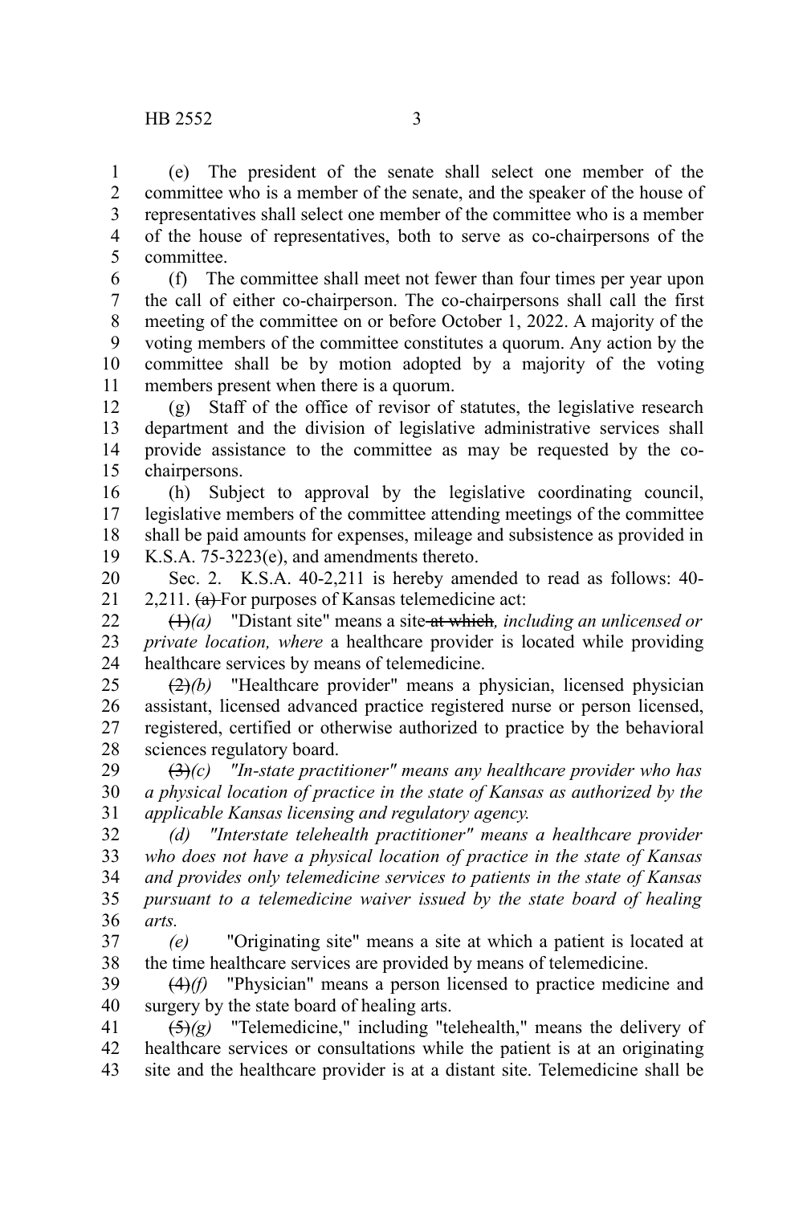(e) The president of the senate shall select one member of the committee who is a member of the senate, and the speaker of the house of representatives shall select one member of the committee who is a member of the house of representatives, both to serve as co-chairpersons of the committee.

(f) The committee shall meet not fewer than four times per year upon the call of either co-chairperson. The co-chairpersons shall call the first meeting of the committee on or before October 1, 2022. A majority of the voting members of the committee constitutes a quorum. Any action by the committee shall be by motion adopted by a majority of the voting members present when there is a quorum.

(g) Staff of the office of revisor of statutes, the legislative research department and the division of legislative administrative services shall provide assistance to the committee as may be requested by the co-chairpersons.

(h) Subject to approval by the legislative coordinating council, legislative members of the committee attending meetings of the committee shall be paid amounts for expenses, mileage and subsistence as provided in K.S.A. 75-3223(e), and amendments thereto.

Sec. 2. K.S.A. 40-2,211 is hereby amended to read as follows: 40-2,211. ~~(a)~~ For purposes of Kansas telemedicine act:

~~(1)~~*(a)* "Distant site" means a site ~~at which~~*, including an unlicensed or private location, where* a healthcare provider is located while providing healthcare services by means of telemedicine.

~~(2)~~*(b)* "Healthcare provider" means a physician, licensed physician assistant, licensed advanced practice registered nurse or person licensed, registered, certified or otherwise authorized to practice by the behavioral sciences regulatory board.

~~(3)~~*(c) "In-state practitioner" means any healthcare provider who has a physical location of practice in the state of Kansas as authorized by the applicable Kansas licensing and regulatory agency.*

*(d) "Interstate telehealth practitioner" means a healthcare provider who does not have a physical location of practice in the state of Kansas and provides only telemedicine services to patients in the state of Kansas pursuant to a telemedicine waiver issued by the state board of healing arts.*

*(e)* "Originating site" means a site at which a patient is located at the time healthcare services are provided by means of telemedicine.

~~(4)~~*(f)* "Physician" means a person licensed to practice medicine and surgery by the state board of healing arts.

~~(5)~~*(g)* "Telemedicine," including "telehealth," means the delivery of healthcare services or consultations while the patient is at an originating site and the healthcare provider is at a distant site. Telemedicine shall be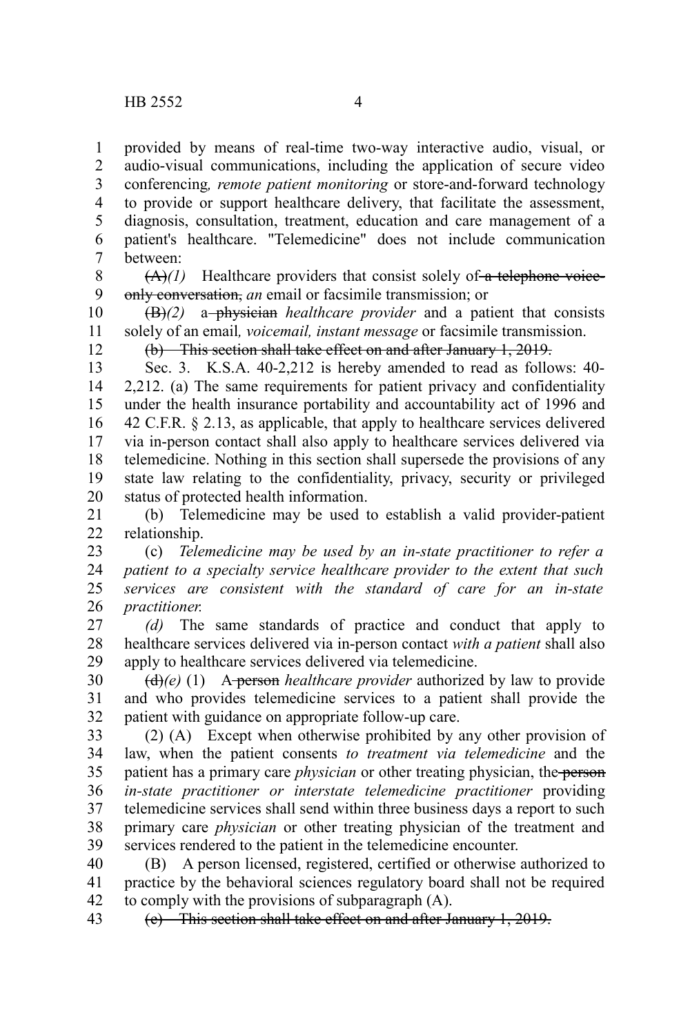provided by means of real-time two-way interactive audio, visual, or audio-visual communications, including the application of secure video conferencing*, remote patient monitoring* or store-and-forward technology to provide or support healthcare delivery, that facilitate the assessment, diagnosis, consultation, treatment, education and care management of a patient's healthcare. "Telemedicine" does not include communication between:

~~(A)~~*(1)* Healthcare providers that consist solely of ~~a telephone voice-only conversation,~~ *an* email or facsimile transmission; or

~~(B)~~*(2)* a ~~physician~~ *healthcare provider* and a patient that consists solely of an email*, voicemail, instant message* or facsimile transmission.

~~(b) This section shall take effect on and after January 1, 2019.~~

Sec. 3. K.S.A. 40-2,212 is hereby amended to read as follows: 40-2,212. (a) The same requirements for patient privacy and confidentiality under the health insurance portability and accountability act of 1996 and 42 C.F.R. § 2.13, as applicable, that apply to healthcare services delivered via in-person contact shall also apply to healthcare services delivered via telemedicine. Nothing in this section shall supersede the provisions of any state law relating to the confidentiality, privacy, security or privileged status of protected health information.

(b) Telemedicine may be used to establish a valid provider-patient relationship.

(c) *Telemedicine may be used by an in-state practitioner to refer a patient to a specialty service healthcare provider to the extent that such services are consistent with the standard of care for an in-state practitioner.*

*(d)* The same standards of practice and conduct that apply to healthcare services delivered via in-person contact *with a patient* shall also apply to healthcare services delivered via telemedicine.

~~(d)~~*(e)* (1) A ~~person~~ *healthcare provider* authorized by law to provide and who provides telemedicine services to a patient shall provide the patient with guidance on appropriate follow-up care.

(2) (A) Except when otherwise prohibited by any other provision of law, when the patient consents *to treatment via telemedicine* and the patient has a primary care *physician* or other treating physician, the ~~person~~ *in-state practitioner or interstate telemedicine practitioner* providing telemedicine services shall send within three business days a report to such primary care *physician* or other treating physician of the treatment and services rendered to the patient in the telemedicine encounter.

(B) A person licensed, registered, certified or otherwise authorized to practice by the behavioral sciences regulatory board shall not be required to comply with the provisions of subparagraph (A).

~~(e) This section shall take effect on and after January 1, 2019.~~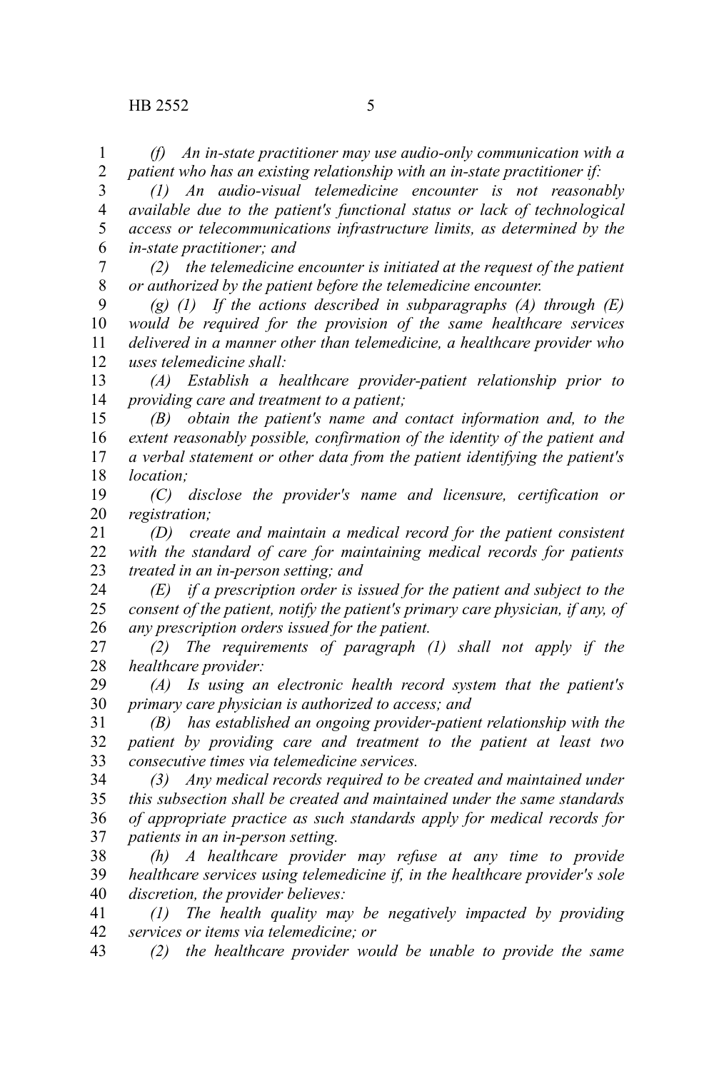*(f) An in-state practitioner may use audio-only communication with a patient who has an existing relationship with an in-state practitioner if:*

*(1) An audio-visual telemedicine encounter is not reasonably available due to the patient's functional status or lack of technological access or telecommunications infrastructure limits, as determined by the in-state practitioner; and*

*(2) the telemedicine encounter is initiated at the request of the patient or authorized by the patient before the telemedicine encounter.*

*(g) (1) If the actions described in subparagraphs (A) through (E) would be required for the provision of the same healthcare services delivered in a manner other than telemedicine, a healthcare provider who uses telemedicine shall:*

*(A) Establish a healthcare provider-patient relationship prior to providing care and treatment to a patient;*

*(B) obtain the patient's name and contact information and, to the extent reasonably possible, confirmation of the identity of the patient and a verbal statement or other data from the patient identifying the patient's location;*

*(C) disclose the provider's name and licensure, certification or registration;*

*(D) create and maintain a medical record for the patient consistent with the standard of care for maintaining medical records for patients treated in an in-person setting; and*

*(E) if a prescription order is issued for the patient and subject to the consent of the patient, notify the patient's primary care physician, if any, of any prescription orders issued for the patient.*

*(2) The requirements of paragraph (1) shall not apply if the healthcare provider:*

*(A) Is using an electronic health record system that the patient's primary care physician is authorized to access; and*

*(B) has established an ongoing provider-patient relationship with the patient by providing care and treatment to the patient at least two consecutive times via telemedicine services.*

*(3) Any medical records required to be created and maintained under this subsection shall be created and maintained under the same standards of appropriate practice as such standards apply for medical records for patients in an in-person setting.*

*(h) A healthcare provider may refuse at any time to provide healthcare services using telemedicine if, in the healthcare provider's sole discretion, the provider believes:*

*(1) The health quality may be negatively impacted by providing services or items via telemedicine; or*

*(2) the healthcare provider would be unable to provide the same*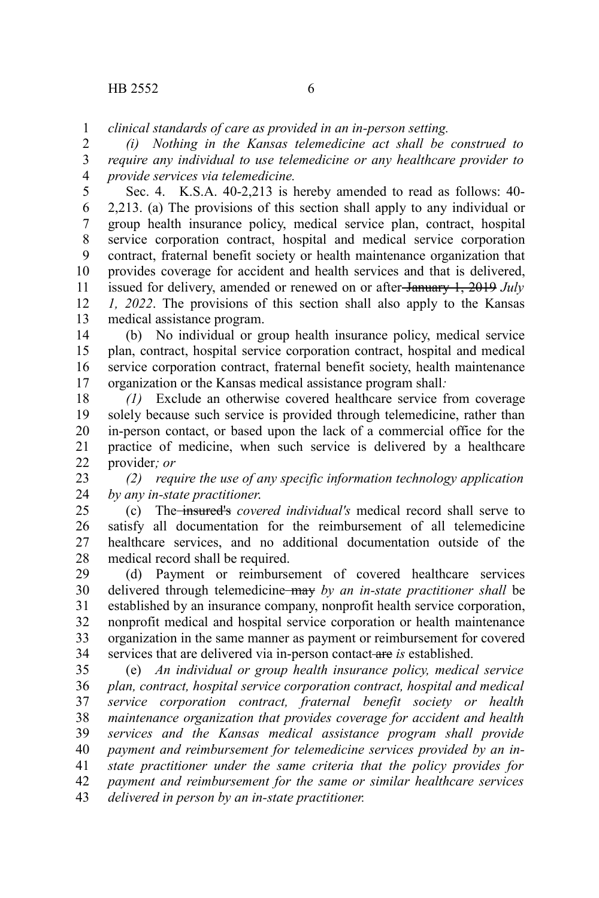*clinical standards of care as provided in an in-person setting.*

*(i) Nothing in the Kansas telemedicine act shall be construed to require any individual to use telemedicine or any healthcare provider to provide services via telemedicine.*

Sec. 4. K.S.A. 40-2,213 is hereby amended to read as follows: 40-2,213. (a) The provisions of this section shall apply to any individual or group health insurance policy, medical service plan, contract, hospital service corporation contract, hospital and medical service corporation contract, fraternal benefit society or health maintenance organization that provides coverage for accident and health services and that is delivered, issued for delivery, amended or renewed on or after ~~January 1, 2019~~ *July 1, 2022*. The provisions of this section shall also apply to the Kansas medical assistance program.

(b) No individual or group health insurance policy, medical service plan, contract, hospital service corporation contract, hospital and medical service corporation contract, fraternal benefit society, health maintenance organization or the Kansas medical assistance program shall*:*

*(1)* Exclude an otherwise covered healthcare service from coverage solely because such service is provided through telemedicine, rather than in-person contact, or based upon the lack of a commercial office for the practice of medicine, when such service is delivered by a healthcare provider*; or*

*(2) require the use of any specific information technology application by any in-state practitioner.*

(c) The ~~insured's~~ *covered individual's* medical record shall serve to satisfy all documentation for the reimbursement of all telemedicine healthcare services, and no additional documentation outside of the medical record shall be required.

(d) Payment or reimbursement of covered healthcare services delivered through telemedicine ~~may~~ *by an in-state practitioner shall* be established by an insurance company, nonprofit health service corporation, nonprofit medical and hospital service corporation or health maintenance organization in the same manner as payment or reimbursement for covered services that are delivered via in-person contact ~~are~~ *is* established.

(e) *An individual or group health insurance policy, medical service plan, contract, hospital service corporation contract, hospital and medical service corporation contract, fraternal benefit society or health maintenance organization that provides coverage for accident and health services and the Kansas medical assistance program shall provide payment and reimbursement for telemedicine services provided by an in-state practitioner under the same criteria that the policy provides for payment and reimbursement for the same or similar healthcare services delivered in person by an in-state practitioner.*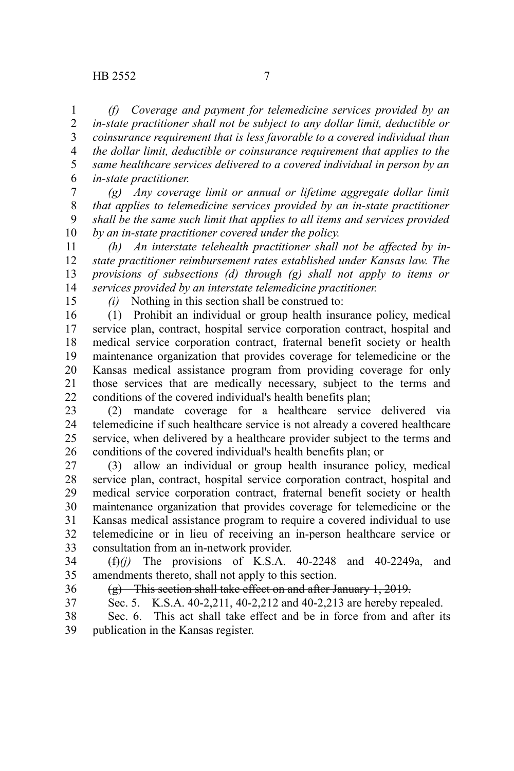*(f) Coverage and payment for telemedicine services provided by an in-state practitioner shall not be subject to any dollar limit, deductible or coinsurance requirement that is less favorable to a covered individual than the dollar limit, deductible or coinsurance requirement that applies to the same healthcare services delivered to a covered individual in person by an in-state practitioner.*

*(g) Any coverage limit or annual or lifetime aggregate dollar limit that applies to telemedicine services provided by an in-state practitioner shall be the same such limit that applies to all items and services provided by an in-state practitioner covered under the policy.*

*(h) An interstate telehealth practitioner shall not be affected by in-state practitioner reimbursement rates established under Kansas law. The provisions of subsections (d) through (g) shall not apply to items or services provided by an interstate telemedicine practitioner.*

*(i)* Nothing in this section shall be construed to:

(1) Prohibit an individual or group health insurance policy, medical service plan, contract, hospital service corporation contract, hospital and medical service corporation contract, fraternal benefit society or health maintenance organization that provides coverage for telemedicine or the Kansas medical assistance program from providing coverage for only those services that are medically necessary, subject to the terms and conditions of the covered individual's health benefits plan;

(2) mandate coverage for a healthcare service delivered via telemedicine if such healthcare service is not already a covered healthcare service, when delivered by a healthcare provider subject to the terms and conditions of the covered individual's health benefits plan; or

(3) allow an individual or group health insurance policy, medical service plan, contract, hospital service corporation contract, hospital and medical service corporation contract, fraternal benefit society or health maintenance organization that provides coverage for telemedicine or the Kansas medical assistance program to require a covered individual to use telemedicine or in lieu of receiving an in-person healthcare service or consultation from an in-network provider.

~~(f)~~*(j)* The provisions of K.S.A. 40-2248 and 40-2249a, and amendments thereto, shall not apply to this section.

~~(g) This section shall take effect on and after January 1, 2019.~~

Sec. 5. K.S.A. 40-2,211, 40-2,212 and 40-2,213 are hereby repealed.

Sec. 6. This act shall take effect and be in force from and after its publication in the Kansas register.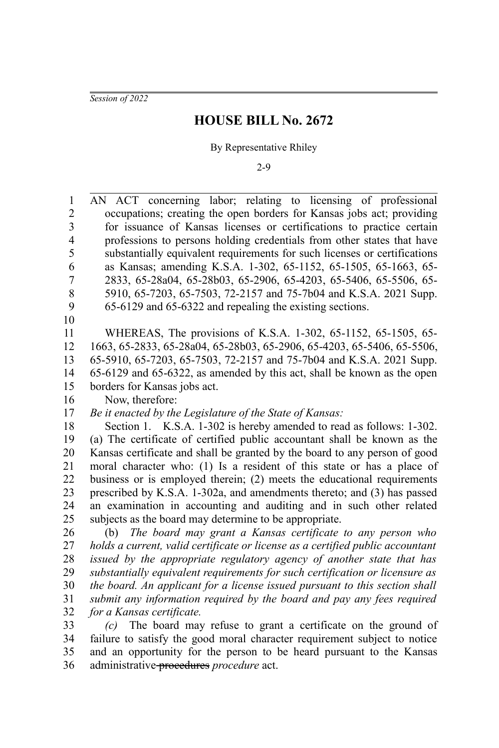*Session of 2022*

# HOUSE BILL No. 2672

By Representative Rhiley

2-9

AN ACT concerning labor; relating to licensing of professional occupations; creating the open borders for Kansas jobs act; providing for issuance of Kansas licenses or certifications to practice certain professions to persons holding credentials from other states that have substantially equivalent requirements for such licenses or certifications as Kansas; amending K.S.A. 1-302, 65-1152, 65-1505, 65-1663, 65-2833, 65-28a04, 65-28b03, 65-2906, 65-4203, 65-5406, 65-5506, 65-5910, 65-7203, 65-7503, 72-2157 and 75-7b04 and K.S.A. 2021 Supp. 65-6129 and 65-6322 and repealing the existing sections.

WHEREAS, The provisions of K.S.A. 1-302, 65-1152, 65-1505, 65-1663, 65-2833, 65-28a04, 65-28b03, 65-2906, 65-4203, 65-5406, 65-5506, 65-5910, 65-7203, 65-7503, 72-2157 and 75-7b04 and K.S.A. 2021 Supp. 65-6129 and 65-6322, as amended by this act, shall be known as the open borders for Kansas jobs act.

Now, therefore:

*Be it enacted by the Legislature of the State of Kansas:*

Section 1. K.S.A. 1-302 is hereby amended to read as follows: 1-302. (a) The certificate of certified public accountant shall be known as the Kansas certificate and shall be granted by the board to any person of good moral character who: (1) Is a resident of this state or has a place of business or is employed therein; (2) meets the educational requirements prescribed by K.S.A. 1-302a, and amendments thereto; and (3) has passed an examination in accounting and auditing and in such other related subjects as the board may determine to be appropriate.

(b) *The board may grant a Kansas certificate to any person who holds a current, valid certificate or license as a certified public accountant issued by the appropriate regulatory agency of another state that has substantially equivalent requirements for such certification or licensure as the board. An applicant for a license issued pursuant to this section shall submit any information required by the board and pay any fees required for a Kansas certificate.*

*(c)* The board may refuse to grant a certificate on the ground of failure to satisfy the good moral character requirement subject to notice and an opportunity for the person to be heard pursuant to the Kansas administrative ~~procedures~~ *procedure* act.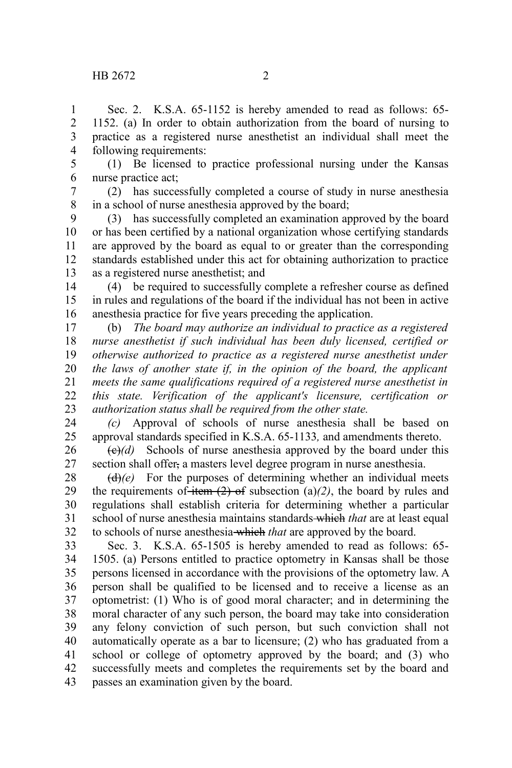Sec. 2. K.S.A. 65-1152 is hereby amended to read as follows: 65-1152. (a) In order to obtain authorization from the board of nursing to practice as a registered nurse anesthetist an individual shall meet the following requirements:

(1) Be licensed to practice professional nursing under the Kansas nurse practice act;

(2) has successfully completed a course of study in nurse anesthesia in a school of nurse anesthesia approved by the board;

(3) has successfully completed an examination approved by the board or has been certified by a national organization whose certifying standards are approved by the board as equal to or greater than the corresponding standards established under this act for obtaining authorization to practice as a registered nurse anesthetist; and

(4) be required to successfully complete a refresher course as defined in rules and regulations of the board if the individual has not been in active anesthesia practice for five years preceding the application.

(b) *The board may authorize an individual to practice as a registered nurse anesthetist if such individual has been duly licensed, certified or otherwise authorized to practice as a registered nurse anesthetist under the laws of another state if, in the opinion of the board, the applicant meets the same qualifications required of a registered nurse anesthetist in this state. Verification of the applicant's licensure, certification or authorization status shall be required from the other state.*

*(c)* Approval of schools of nurse anesthesia shall be based on approval standards specified in K.S.A. 65-1133, and amendments thereto.

~~(c)~~*(d)* Schools of nurse anesthesia approved by the board under this section shall offer~~,~~ a masters level degree program in nurse anesthesia.

~~(d)~~*(e)* For the purposes of determining whether an individual meets the requirements of ~~item (2) of~~ subsection (a)*(2)*, the board by rules and regulations shall establish criteria for determining whether a particular school of nurse anesthesia maintains standards ~~which~~ *that* are at least equal to schools of nurse anesthesia ~~which~~ *that* are approved by the board.

Sec. 3. K.S.A. 65-1505 is hereby amended to read as follows: 65-1505. (a) Persons entitled to practice optometry in Kansas shall be those persons licensed in accordance with the provisions of the optometry law. A person shall be qualified to be licensed and to receive a license as an optometrist: (1) Who is of good moral character; and in determining the moral character of any such person, the board may take into consideration any felony conviction of such person, but such conviction shall not automatically operate as a bar to licensure; (2) who has graduated from a school or college of optometry approved by the board; and (3) who successfully meets and completes the requirements set by the board and passes an examination given by the board.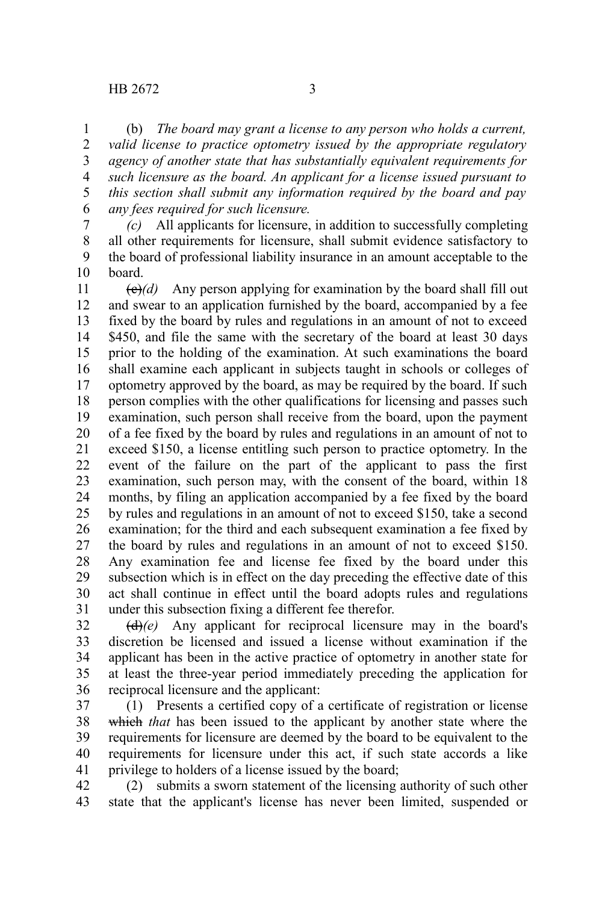(b) *The board may grant a license to any person who holds a current, valid license to practice optometry issued by the appropriate regulatory agency of another state that has substantially equivalent requirements for such licensure as the board. An applicant for a license issued pursuant to this section shall submit any information required by the board and pay any fees required for such licensure.*

*(c)* All applicants for licensure, in addition to successfully completing all other requirements for licensure, shall submit evidence satisfactory to the board of professional liability insurance in an amount acceptable to the board.

~~(c)~~*(d)* Any person applying for examination by the board shall fill out and swear to an application furnished by the board, accompanied by a fee fixed by the board by rules and regulations in an amount of not to exceed $450, and file the same with the secretary of the board at least 30 days prior to the holding of the examination. At such examinations the board shall examine each applicant in subjects taught in schools or colleges of optometry approved by the board, as may be required by the board. If such person complies with the other qualifications for licensing and passes such examination, such person shall receive from the board, upon the payment of a fee fixed by the board by rules and regulations in an amount of not to exceed $150, a license entitling such person to practice optometry. In the event of the failure on the part of the applicant to pass the first examination, such person may, with the consent of the board, within 18 months, by filing an application accompanied by a fee fixed by the board by rules and regulations in an amount of not to exceed $150, take a second examination; for the third and each subsequent examination a fee fixed by the board by rules and regulations in an amount of not to exceed $150. Any examination fee and license fee fixed by the board under this subsection which is in effect on the day preceding the effective date of this act shall continue in effect until the board adopts rules and regulations under this subsection fixing a different fee therefor.

~~(d)~~*(e)* Any applicant for reciprocal licensure may in the board's discretion be licensed and issued a license without examination if the applicant has been in the active practice of optometry in another state for at least the three-year period immediately preceding the application for reciprocal licensure and the applicant:

(1) Presents a certified copy of a certificate of registration or license ~~which~~ *that* has been issued to the applicant by another state where the requirements for licensure are deemed by the board to be equivalent to the requirements for licensure under this act, if such state accords a like privilege to holders of a license issued by the board;

(2) submits a sworn statement of the licensing authority of such other state that the applicant's license has never been limited, suspended or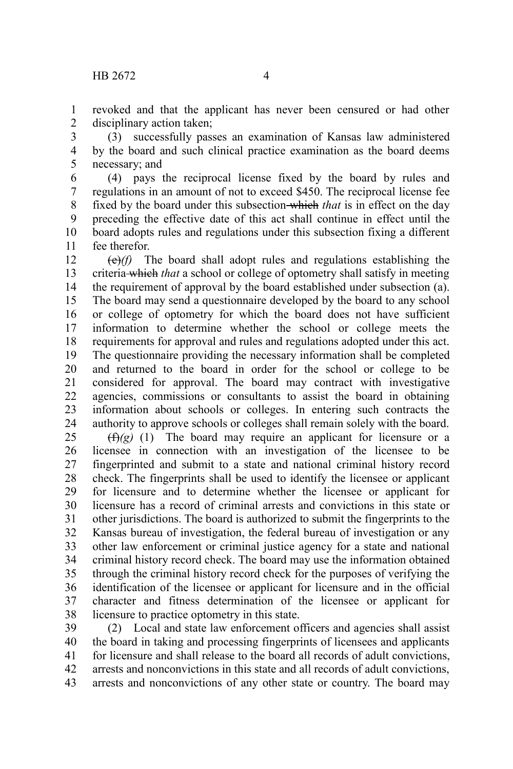revoked and that the applicant has never been censured or had other disciplinary action taken;

(3) successfully passes an examination of Kansas law administered by the board and such clinical practice examination as the board deems necessary; and

(4) pays the reciprocal license fixed by the board by rules and regulations in an amount of not to exceed $450. The reciprocal license fee fixed by the board under this subsection ~~which~~ *that* is in effect on the day preceding the effective date of this act shall continue in effect until the board adopts rules and regulations under this subsection fixing a different fee therefor.

~~(e)~~*(f)* The board shall adopt rules and regulations establishing the criteria ~~which~~ *that* a school or college of optometry shall satisfy in meeting the requirement of approval by the board established under subsection (a). The board may send a questionnaire developed by the board to any school or college of optometry for which the board does not have sufficient information to determine whether the school or college meets the requirements for approval and rules and regulations adopted under this act. The questionnaire providing the necessary information shall be completed and returned to the board in order for the school or college to be considered for approval. The board may contract with investigative agencies, commissions or consultants to assist the board in obtaining information about schools or colleges. In entering such contracts the authority to approve schools or colleges shall remain solely with the board.

~~(f)~~*(g)* (1) The board may require an applicant for licensure or a licensee in connection with an investigation of the licensee to be fingerprinted and submit to a state and national criminal history record check. The fingerprints shall be used to identify the licensee or applicant for licensure and to determine whether the licensee or applicant for licensure has a record of criminal arrests and convictions in this state or other jurisdictions. The board is authorized to submit the fingerprints to the Kansas bureau of investigation, the federal bureau of investigation or any other law enforcement or criminal justice agency for a state and national criminal history record check. The board may use the information obtained through the criminal history record check for the purposes of verifying the identification of the licensee or applicant for licensure and in the official character and fitness determination of the licensee or applicant for licensure to practice optometry in this state.

(2) Local and state law enforcement officers and agencies shall assist the board in taking and processing fingerprints of licensees and applicants for licensure and shall release to the board all records of adult convictions, arrests and nonconvictions in this state and all records of adult convictions, arrests and nonconvictions of any other state or country. The board may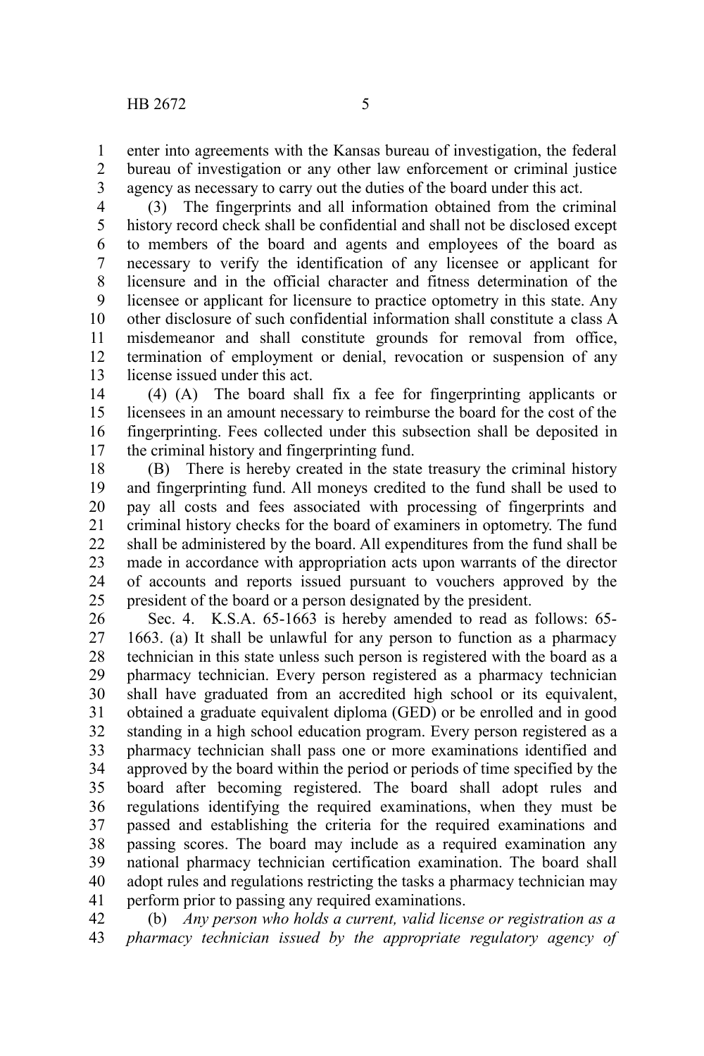enter into agreements with the Kansas bureau of investigation, the federal bureau of investigation or any other law enforcement or criminal justice agency as necessary to carry out the duties of the board under this act.

(3) The fingerprints and all information obtained from the criminal history record check shall be confidential and shall not be disclosed except to members of the board and agents and employees of the board as necessary to verify the identification of any licensee or applicant for licensure and in the official character and fitness determination of the licensee or applicant for licensure to practice optometry in this state. Any other disclosure of such confidential information shall constitute a class A misdemeanor and shall constitute grounds for removal from office, termination of employment or denial, revocation or suspension of any license issued under this act.

(4) (A) The board shall fix a fee for fingerprinting applicants or licensees in an amount necessary to reimburse the board for the cost of the fingerprinting. Fees collected under this subsection shall be deposited in the criminal history and fingerprinting fund.

(B) There is hereby created in the state treasury the criminal history and fingerprinting fund. All moneys credited to the fund shall be used to pay all costs and fees associated with processing of fingerprints and criminal history checks for the board of examiners in optometry. The fund shall be administered by the board. All expenditures from the fund shall be made in accordance with appropriation acts upon warrants of the director of accounts and reports issued pursuant to vouchers approved by the president of the board or a person designated by the president.

Sec. 4. K.S.A. 65-1663 is hereby amended to read as follows: 65-1663. (a) It shall be unlawful for any person to function as a pharmacy technician in this state unless such person is registered with the board as a pharmacy technician. Every person registered as a pharmacy technician shall have graduated from an accredited high school or its equivalent, obtained a graduate equivalent diploma (GED) or be enrolled and in good standing in a high school education program. Every person registered as a pharmacy technician shall pass one or more examinations identified and approved by the board within the period or periods of time specified by the board after becoming registered. The board shall adopt rules and regulations identifying the required examinations, when they must be passed and establishing the criteria for the required examinations and passing scores. The board may include as a required examination any national pharmacy technician certification examination. The board shall adopt rules and regulations restricting the tasks a pharmacy technician may perform prior to passing any required examinations.

(b) *Any person who holds a current, valid license or registration as a pharmacy technician issued by the appropriate regulatory agency of*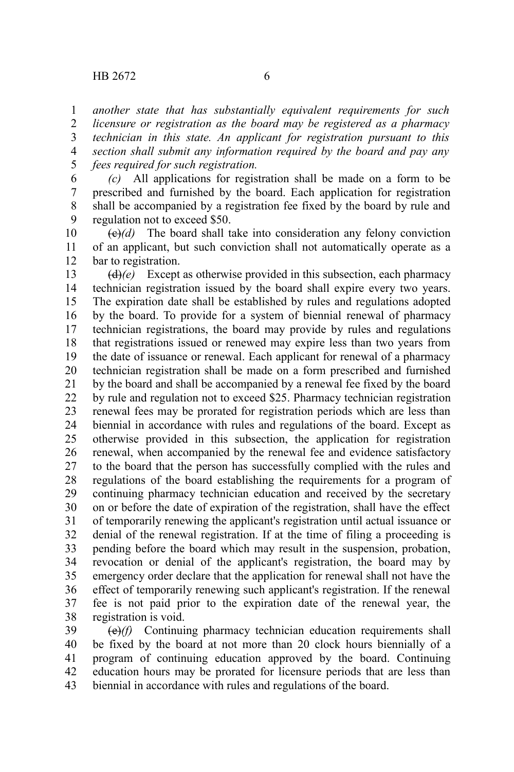*another state that has substantially equivalent requirements for such licensure or registration as the board may be registered as a pharmacy technician in this state. An applicant for registration pursuant to this section shall submit any information required by the board and pay any fees required for such registration.*

*(c)* All applications for registration shall be made on a form to be prescribed and furnished by the board. Each application for registration shall be accompanied by a registration fee fixed by the board by rule and regulation not to exceed $50.

~~(c)~~*(d)* The board shall take into consideration any felony conviction of an applicant, but such conviction shall not automatically operate as a bar to registration.

~~(d)~~*(e)* Except as otherwise provided in this subsection, each pharmacy technician registration issued by the board shall expire every two years. The expiration date shall be established by rules and regulations adopted by the board. To provide for a system of biennial renewal of pharmacy technician registrations, the board may provide by rules and regulations that registrations issued or renewed may expire less than two years from the date of issuance or renewal. Each applicant for renewal of a pharmacy technician registration shall be made on a form prescribed and furnished by the board and shall be accompanied by a renewal fee fixed by the board by rule and regulation not to exceed $25. Pharmacy technician registration renewal fees may be prorated for registration periods which are less than biennial in accordance with rules and regulations of the board. Except as otherwise provided in this subsection, the application for registration renewal, when accompanied by the renewal fee and evidence satisfactory to the board that the person has successfully complied with the rules and regulations of the board establishing the requirements for a program of continuing pharmacy technician education and received by the secretary on or before the date of expiration of the registration, shall have the effect of temporarily renewing the applicant's registration until actual issuance or denial of the renewal registration. If at the time of filing a proceeding is pending before the board which may result in the suspension, probation, revocation or denial of the applicant's registration, the board may by emergency order declare that the application for renewal shall not have the effect of temporarily renewing such applicant's registration. If the renewal fee is not paid prior to the expiration date of the renewal year, the registration is void.

~~(e)~~*(f)* Continuing pharmacy technician education requirements shall be fixed by the board at not more than 20 clock hours biennially of a program of continuing education approved by the board. Continuing education hours may be prorated for licensure periods that are less than biennial in accordance with rules and regulations of the board.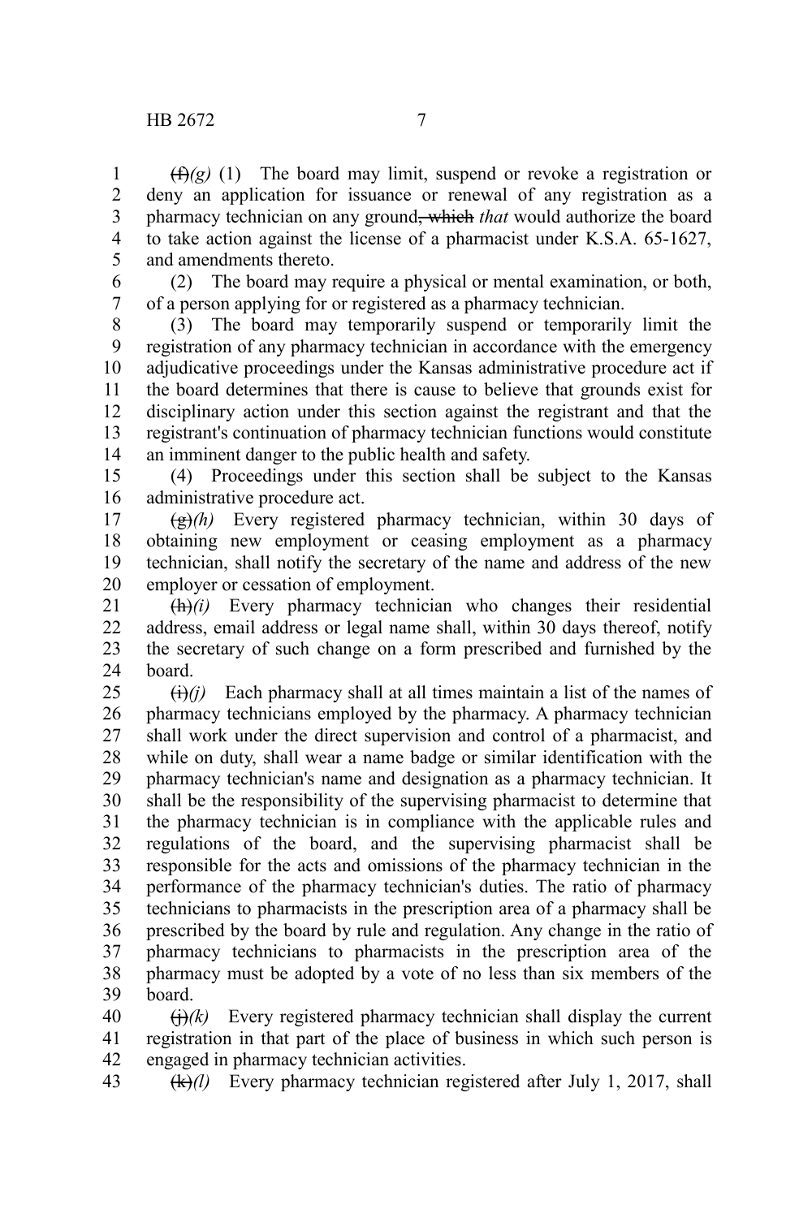~~(f)~~*(g)* (1) The board may limit, suspend or revoke a registration or deny an application for issuance or renewal of any registration as a pharmacy technician on any ground~~, which~~ *that* would authorize the board to take action against the license of a pharmacist under K.S.A. 65-1627, and amendments thereto.

(2) The board may require a physical or mental examination, or both, of a person applying for or registered as a pharmacy technician.

(3) The board may temporarily suspend or temporarily limit the registration of any pharmacy technician in accordance with the emergency adjudicative proceedings under the Kansas administrative procedure act if the board determines that there is cause to believe that grounds exist for disciplinary action under this section against the registrant and that the registrant's continuation of pharmacy technician functions would constitute an imminent danger to the public health and safety.

(4) Proceedings under this section shall be subject to the Kansas administrative procedure act.

~~(g)~~*(h)* Every registered pharmacy technician, within 30 days of obtaining new employment or ceasing employment as a pharmacy technician, shall notify the secretary of the name and address of the new employer or cessation of employment.

~~(h)~~*(i)* Every pharmacy technician who changes their residential address, email address or legal name shall, within 30 days thereof, notify the secretary of such change on a form prescribed and furnished by the board.

~~(i)~~*(j)* Each pharmacy shall at all times maintain a list of the names of pharmacy technicians employed by the pharmacy. A pharmacy technician shall work under the direct supervision and control of a pharmacist, and while on duty, shall wear a name badge or similar identification with the pharmacy technician's name and designation as a pharmacy technician. It shall be the responsibility of the supervising pharmacist to determine that the pharmacy technician is in compliance with the applicable rules and regulations of the board, and the supervising pharmacist shall be responsible for the acts and omissions of the pharmacy technician in the performance of the pharmacy technician's duties. The ratio of pharmacy technicians to pharmacists in the prescription area of a pharmacy shall be prescribed by the board by rule and regulation. Any change in the ratio of pharmacy technicians to pharmacists in the prescription area of the pharmacy must be adopted by a vote of no less than six members of the board.

~~(j)~~*(k)* Every registered pharmacy technician shall display the current registration in that part of the place of business in which such person is engaged in pharmacy technician activities.

~~(k)~~*(l)* Every pharmacy technician registered after July 1, 2017, shall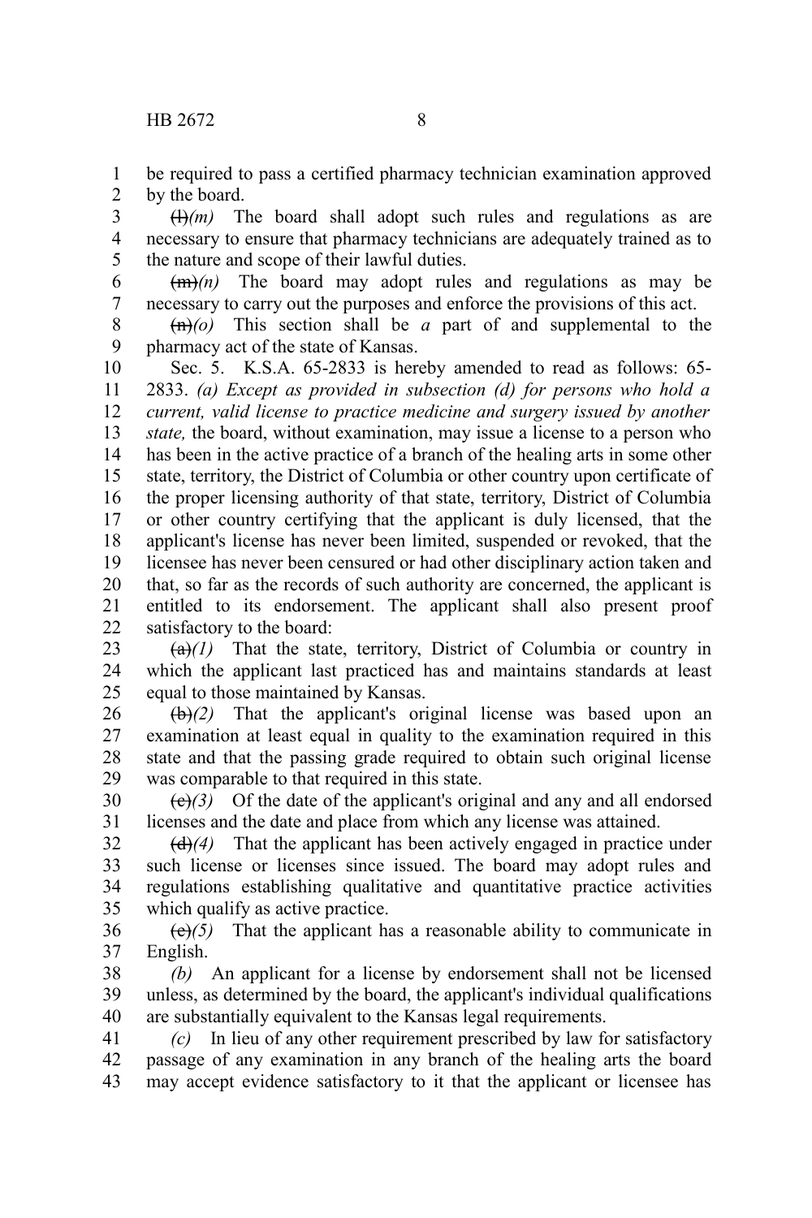be required to pass a certified pharmacy technician examination approved by the board.

~~(l)~~*(m)* The board shall adopt such rules and regulations as are necessary to ensure that pharmacy technicians are adequately trained as to the nature and scope of their lawful duties.

~~(m)~~*(n)* The board may adopt rules and regulations as may be necessary to carry out the purposes and enforce the provisions of this act.

~~(n)~~*(o)* This section shall be *a* part of and supplemental to the pharmacy act of the state of Kansas.

Sec. 5. K.S.A. 65-2833 is hereby amended to read as follows: 65-2833. *(a) Except as provided in subsection (d) for persons who hold a current, valid license to practice medicine and surgery issued by another state,* the board, without examination, may issue a license to a person who has been in the active practice of a branch of the healing arts in some other state, territory, the District of Columbia or other country upon certificate of the proper licensing authority of that state, territory, District of Columbia or other country certifying that the applicant is duly licensed, that the applicant's license has never been limited, suspended or revoked, that the licensee has never been censured or had other disciplinary action taken and that, so far as the records of such authority are concerned, the applicant is entitled to its endorsement. The applicant shall also present proof satisfactory to the board:

~~(a)~~*(1)* That the state, territory, District of Columbia or country in which the applicant last practiced has and maintains standards at least equal to those maintained by Kansas.

~~(b)~~*(2)* That the applicant's original license was based upon an examination at least equal in quality to the examination required in this state and that the passing grade required to obtain such original license was comparable to that required in this state.

~~(c)~~*(3)* Of the date of the applicant's original and any and all endorsed licenses and the date and place from which any license was attained.

~~(d)~~*(4)* That the applicant has been actively engaged in practice under such license or licenses since issued. The board may adopt rules and regulations establishing qualitative and quantitative practice activities which qualify as active practice.

~~(e)~~*(5)* That the applicant has a reasonable ability to communicate in English.

*(b)* An applicant for a license by endorsement shall not be licensed unless, as determined by the board, the applicant's individual qualifications are substantially equivalent to the Kansas legal requirements.

*(c)* In lieu of any other requirement prescribed by law for satisfactory passage of any examination in any branch of the healing arts the board may accept evidence satisfactory to it that the applicant or licensee has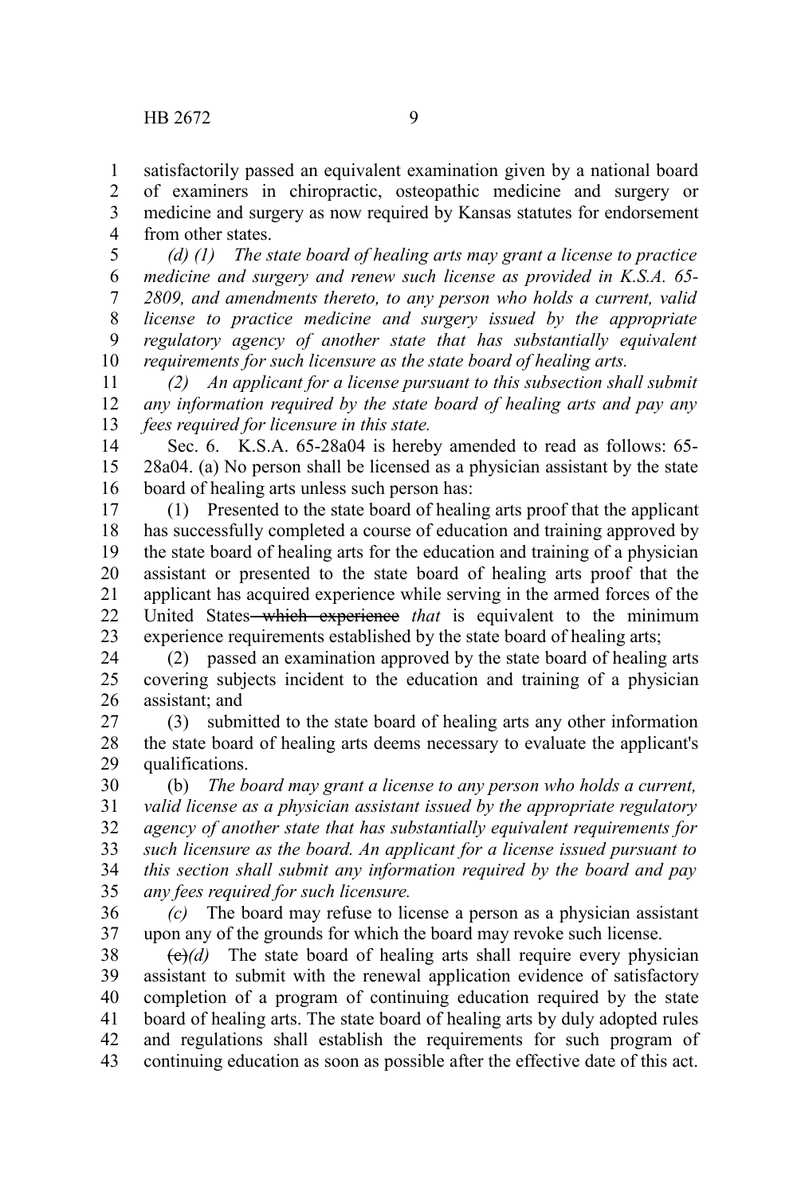satisfactorily passed an equivalent examination given by a national board of examiners in chiropractic, osteopathic medicine and surgery or medicine and surgery as now required by Kansas statutes for endorsement from other states.

*(d) (1) The state board of healing arts may grant a license to practice medicine and surgery and renew such license as provided in K.S.A. 65-2809, and amendments thereto, to any person who holds a current, valid license to practice medicine and surgery issued by the appropriate regulatory agency of another state that has substantially equivalent requirements for such licensure as the state board of healing arts.*

*(2) An applicant for a license pursuant to this subsection shall submit any information required by the state board of healing arts and pay any fees required for licensure in this state.*

Sec. 6. K.S.A. 65-28a04 is hereby amended to read as follows: 65-28a04. (a) No person shall be licensed as a physician assistant by the state board of healing arts unless such person has:

(1) Presented to the state board of healing arts proof that the applicant has successfully completed a course of education and training approved by the state board of healing arts for the education and training of a physician assistant or presented to the state board of healing arts proof that the applicant has acquired experience while serving in the armed forces of the United States ~~which experience~~ *that* is equivalent to the minimum experience requirements established by the state board of healing arts;

(2) passed an examination approved by the state board of healing arts covering subjects incident to the education and training of a physician assistant; and

(3) submitted to the state board of healing arts any other information the state board of healing arts deems necessary to evaluate the applicant's qualifications.

(b) *The board may grant a license to any person who holds a current, valid license as a physician assistant issued by the appropriate regulatory agency of another state that has substantially equivalent requirements for such licensure as the board. An applicant for a license issued pursuant to this section shall submit any information required by the board and pay any fees required for such licensure.*

*(c)* The board may refuse to license a person as a physician assistant upon any of the grounds for which the board may revoke such license.

~~(c)~~*(d)* The state board of healing arts shall require every physician assistant to submit with the renewal application evidence of satisfactory completion of a program of continuing education required by the state board of healing arts. The state board of healing arts by duly adopted rules and regulations shall establish the requirements for such program of continuing education as soon as possible after the effective date of this act.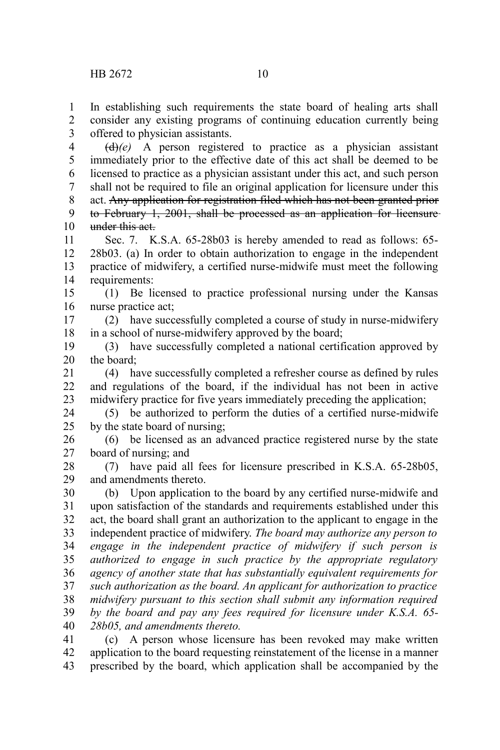In establishing such requirements the state board of healing arts shall consider any existing programs of continuing education currently being offered to physician assistants.

~~(d)~~*(e)* A person registered to practice as a physician assistant immediately prior to the effective date of this act shall be deemed to be licensed to practice as a physician assistant under this act, and such person shall not be required to file an original application for licensure under this act. ~~Any application for registration filed which has not been granted prior to February 1, 2001, shall be processed as an application for licensure under this act.~~

Sec. 7. K.S.A. 65-28b03 is hereby amended to read as follows: 65-28b03. (a) In order to obtain authorization to engage in the independent practice of midwifery, a certified nurse-midwife must meet the following requirements:

(1) Be licensed to practice professional nursing under the Kansas nurse practice act;

(2) have successfully completed a course of study in nurse-midwifery in a school of nurse-midwifery approved by the board;

(3) have successfully completed a national certification approved by the board;

(4) have successfully completed a refresher course as defined by rules and regulations of the board, if the individual has not been in active midwifery practice for five years immediately preceding the application;

(5) be authorized to perform the duties of a certified nurse-midwife by the state board of nursing;

(6) be licensed as an advanced practice registered nurse by the state board of nursing; and

(7) have paid all fees for licensure prescribed in K.S.A. 65-28b05, and amendments thereto.

(b) Upon application to the board by any certified nurse-midwife and upon satisfaction of the standards and requirements established under this act, the board shall grant an authorization to the applicant to engage in the independent practice of midwifery. *The board may authorize any person to engage in the independent practice of midwifery if such person is authorized to engage in such practice by the appropriate regulatory agency of another state that has substantially equivalent requirements for such authorization as the board. An applicant for authorization to practice midwifery pursuant to this section shall submit any information required by the board and pay any fees required for licensure under K.S.A. 65-28b05, and amendments thereto.*

(c) A person whose licensure has been revoked may make written application to the board requesting reinstatement of the license in a manner prescribed by the board, which application shall be accompanied by the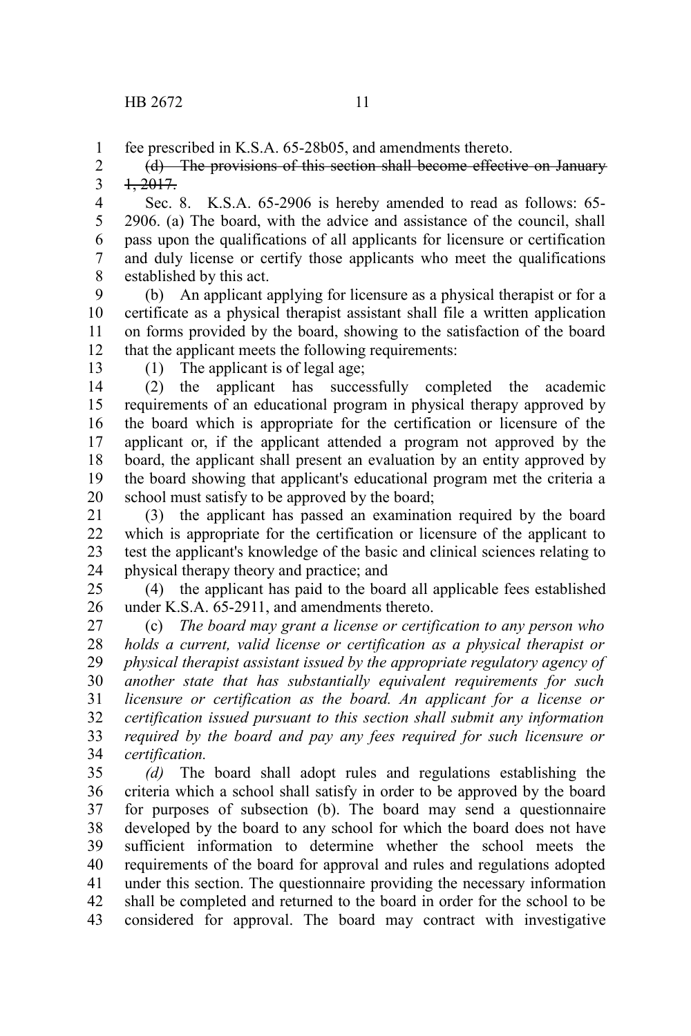fee prescribed in K.S.A. 65-28b05, and amendments thereto.

~~(d) The provisions of this section shall become effective on January 1, 2017.~~

Sec. 8. K.S.A. 65-2906 is hereby amended to read as follows: 65-2906. (a) The board, with the advice and assistance of the council, shall pass upon the qualifications of all applicants for licensure or certification and duly license or certify those applicants who meet the qualifications established by this act.

(b) An applicant applying for licensure as a physical therapist or for a certificate as a physical therapist assistant shall file a written application on forms provided by the board, showing to the satisfaction of the board that the applicant meets the following requirements:

(1) The applicant is of legal age;

(2) the applicant has successfully completed the academic requirements of an educational program in physical therapy approved by the board which is appropriate for the certification or licensure of the applicant or, if the applicant attended a program not approved by the board, the applicant shall present an evaluation by an entity approved by the board showing that applicant's educational program met the criteria a school must satisfy to be approved by the board;

(3) the applicant has passed an examination required by the board which is appropriate for the certification or licensure of the applicant to test the applicant's knowledge of the basic and clinical sciences relating to physical therapy theory and practice; and

(4) the applicant has paid to the board all applicable fees established under K.S.A. 65-2911, and amendments thereto.

(c) *The board may grant a license or certification to any person who holds a current, valid license or certification as a physical therapist or physical therapist assistant issued by the appropriate regulatory agency of another state that has substantially equivalent requirements for such licensure or certification as the board. An applicant for a license or certification issued pursuant to this section shall submit any information required by the board and pay any fees required for such licensure or certification.*

*(d)* The board shall adopt rules and regulations establishing the criteria which a school shall satisfy in order to be approved by the board for purposes of subsection (b). The board may send a questionnaire developed by the board to any school for which the board does not have sufficient information to determine whether the school meets the requirements of the board for approval and rules and regulations adopted under this section. The questionnaire providing the necessary information shall be completed and returned to the board in order for the school to be considered for approval. The board may contract with investigative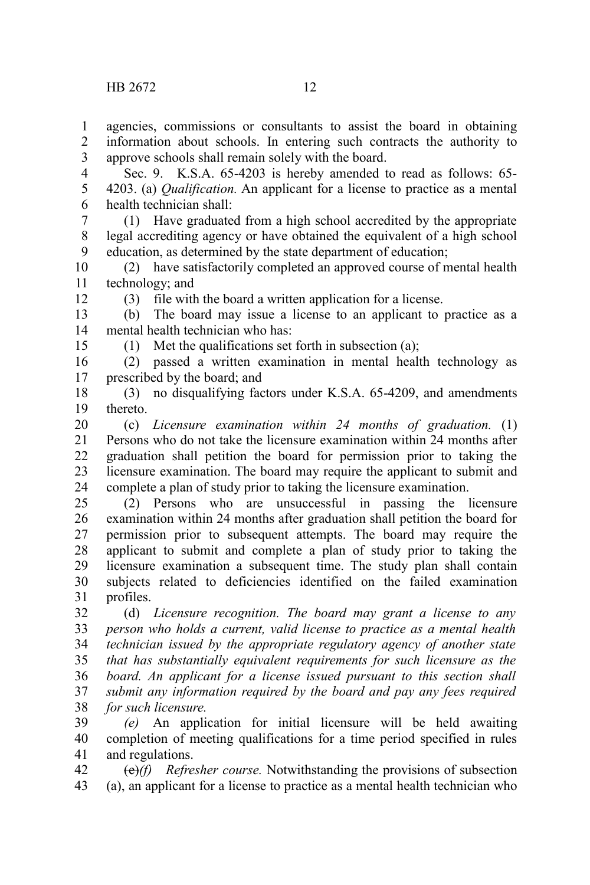agencies, commissions or consultants to assist the board in obtaining information about schools. In entering such contracts the authority to approve schools shall remain solely with the board.

Sec. 9. K.S.A. 65-4203 is hereby amended to read as follows: 65-4203. (a) *Qualification.* An applicant for a license to practice as a mental health technician shall:

(1) Have graduated from a high school accredited by the appropriate legal accrediting agency or have obtained the equivalent of a high school education, as determined by the state department of education;

(2) have satisfactorily completed an approved course of mental health technology; and

(3) file with the board a written application for a license.

(b) The board may issue a license to an applicant to practice as a mental health technician who has:

(1) Met the qualifications set forth in subsection (a);

(2) passed a written examination in mental health technology as prescribed by the board; and

(3) no disqualifying factors under K.S.A. 65-4209, and amendments thereto.

(c) *Licensure examination within 24 months of graduation.* (1) Persons who do not take the licensure examination within 24 months after graduation shall petition the board for permission prior to taking the licensure examination. The board may require the applicant to submit and complete a plan of study prior to taking the licensure examination.

(2) Persons who are unsuccessful in passing the licensure examination within 24 months after graduation shall petition the board for permission prior to subsequent attempts. The board may require the applicant to submit and complete a plan of study prior to taking the licensure examination a subsequent time. The study plan shall contain subjects related to deficiencies identified on the failed examination profiles.

(d) *Licensure recognition. The board may grant a license to any person who holds a current, valid license to practice as a mental health technician issued by the appropriate regulatory agency of another state that has substantially equivalent requirements for such licensure as the board. An applicant for a license issued pursuant to this section shall submit any information required by the board and pay any fees required for such licensure.*

*(e)* An application for initial licensure will be held awaiting completion of meeting qualifications for a time period specified in rules and regulations.

~~(e)~~*(f) Refresher course.* Notwithstanding the provisions of subsection (a), an applicant for a license to practice as a mental health technician who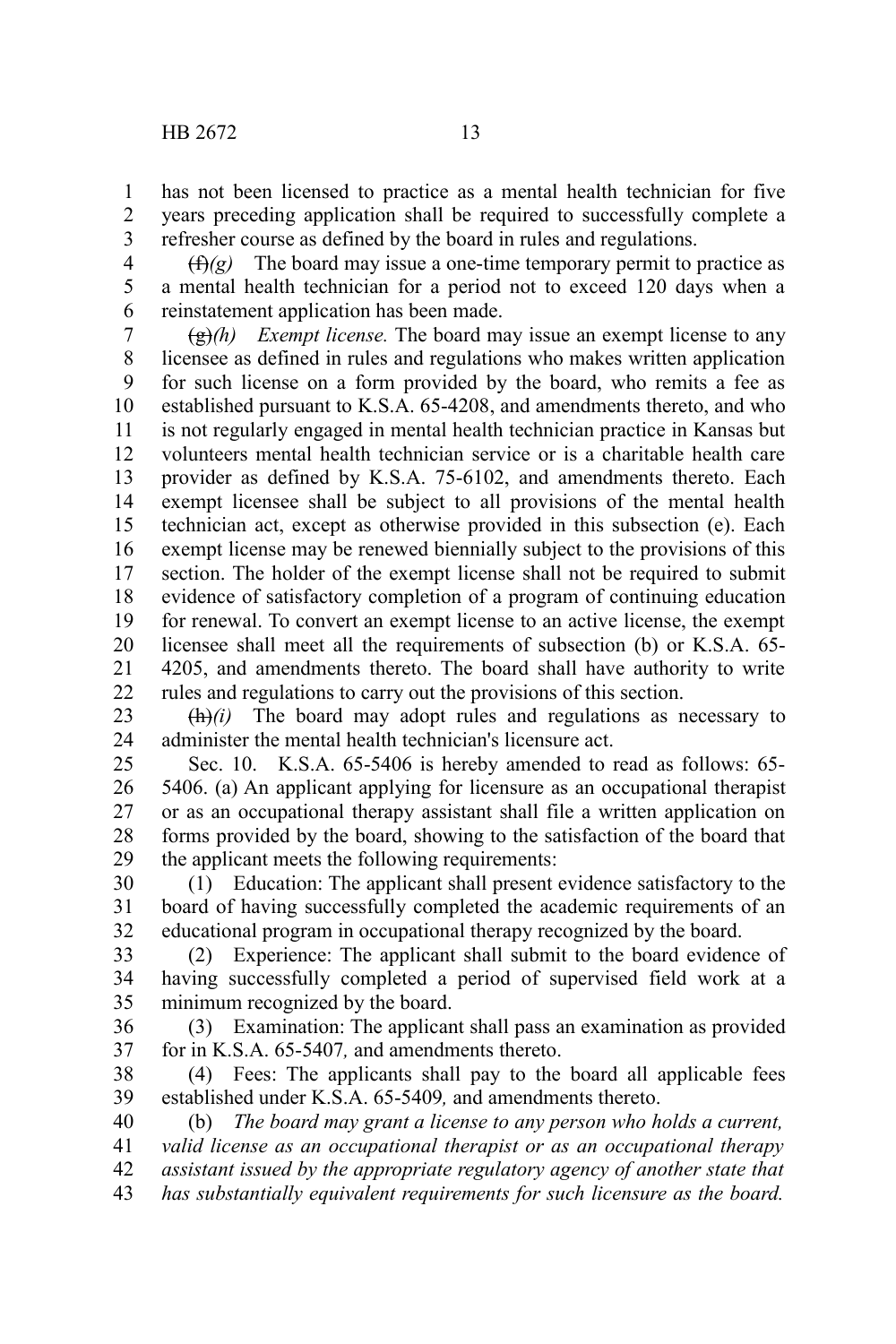has not been licensed to practice as a mental health technician for five years preceding application shall be required to successfully complete a refresher course as defined by the board in rules and regulations.

~~(f)~~*(g)* The board may issue a one-time temporary permit to practice as a mental health technician for a period not to exceed 120 days when a reinstatement application has been made.

~~(g)~~*(h)* *Exempt license.* The board may issue an exempt license to any licensee as defined in rules and regulations who makes written application for such license on a form provided by the board, who remits a fee as established pursuant to K.S.A. 65-4208, and amendments thereto, and who is not regularly engaged in mental health technician practice in Kansas but volunteers mental health technician service or is a charitable health care provider as defined by K.S.A. 75-6102, and amendments thereto. Each exempt licensee shall be subject to all provisions of the mental health technician act, except as otherwise provided in this subsection (e). Each exempt license may be renewed biennially subject to the provisions of this section. The holder of the exempt license shall not be required to submit evidence of satisfactory completion of a program of continuing education for renewal. To convert an exempt license to an active license, the exempt licensee shall meet all the requirements of subsection (b) or K.S.A. 65-4205, and amendments thereto. The board shall have authority to write rules and regulations to carry out the provisions of this section.

~~(h)~~*(i)* The board may adopt rules and regulations as necessary to administer the mental health technician's licensure act.

Sec. 10. K.S.A. 65-5406 is hereby amended to read as follows: 65-5406. (a) An applicant applying for licensure as an occupational therapist or as an occupational therapy assistant shall file a written application on forms provided by the board, showing to the satisfaction of the board that the applicant meets the following requirements:

(1) Education: The applicant shall present evidence satisfactory to the board of having successfully completed the academic requirements of an educational program in occupational therapy recognized by the board.

(2) Experience: The applicant shall submit to the board evidence of having successfully completed a period of supervised field work at a minimum recognized by the board.

(3) Examination: The applicant shall pass an examination as provided for in K.S.A. 65-5407*,* and amendments thereto.

(4) Fees: The applicants shall pay to the board all applicable fees established under K.S.A. 65-5409*,* and amendments thereto.

(b) *The board may grant a license to any person who holds a current, valid license as an occupational therapist or as an occupational therapy assistant issued by the appropriate regulatory agency of another state that has substantially equivalent requirements for such licensure as the board.*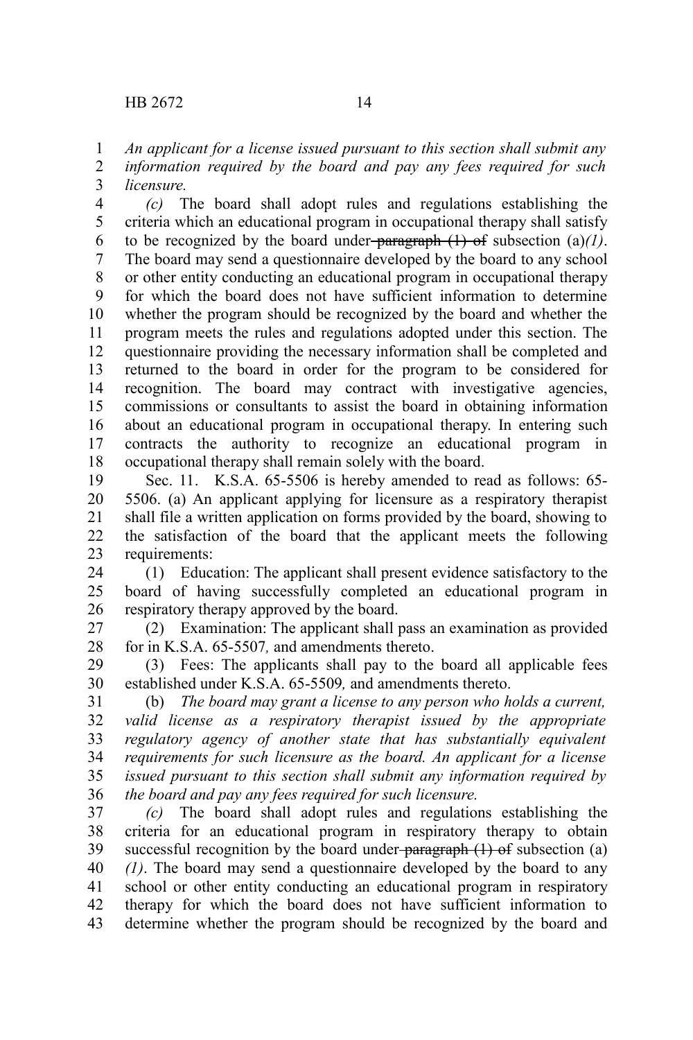*An applicant for a license issued pursuant to this section shall submit any information required by the board and pay any fees required for such licensure.*

*(c)* The board shall adopt rules and regulations establishing the criteria which an educational program in occupational therapy shall satisfy to be recognized by the board under ~~paragraph (1) of~~ subsection (a)*(1)*. The board may send a questionnaire developed by the board to any school or other entity conducting an educational program in occupational therapy for which the board does not have sufficient information to determine whether the program should be recognized by the board and whether the program meets the rules and regulations adopted under this section. The questionnaire providing the necessary information shall be completed and returned to the board in order for the program to be considered for recognition. The board may contract with investigative agencies, commissions or consultants to assist the board in obtaining information about an educational program in occupational therapy. In entering such contracts the authority to recognize an educational program in occupational therapy shall remain solely with the board.

Sec. 11. K.S.A. 65-5506 is hereby amended to read as follows: 65-5506. (a) An applicant applying for licensure as a respiratory therapist shall file a written application on forms provided by the board, showing to the satisfaction of the board that the applicant meets the following requirements:

(1) Education: The applicant shall present evidence satisfactory to the board of having successfully completed an educational program in respiratory therapy approved by the board.

(2) Examination: The applicant shall pass an examination as provided for in K.S.A. 65-5507*,* and amendments thereto.

(3) Fees: The applicants shall pay to the board all applicable fees established under K.S.A. 65-5509*,* and amendments thereto.

(b) *The board may grant a license to any person who holds a current, valid license as a respiratory therapist issued by the appropriate regulatory agency of another state that has substantially equivalent requirements for such licensure as the board. An applicant for a license issued pursuant to this section shall submit any information required by the board and pay any fees required for such licensure.*

*(c)* The board shall adopt rules and regulations establishing the criteria for an educational program in respiratory therapy to obtain successful recognition by the board under ~~paragraph (1) of~~ subsection (a)*(1)*. The board may send a questionnaire developed by the board to any school or other entity conducting an educational program in respiratory therapy for which the board does not have sufficient information to determine whether the program should be recognized by the board and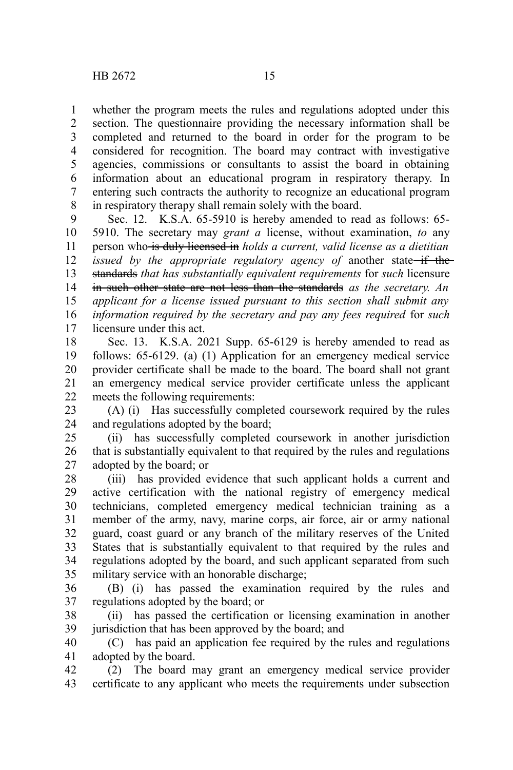whether the program meets the rules and regulations adopted under this section. The questionnaire providing the necessary information shall be completed and returned to the board in order for the program to be considered for recognition. The board may contract with investigative agencies, commissions or consultants to assist the board in obtaining information about an educational program in respiratory therapy. In entering such contracts the authority to recognize an educational program in respiratory therapy shall remain solely with the board.

Sec. 12. K.S.A. 65-5910 is hereby amended to read as follows: 65-5910. The secretary may *grant a* license, without examination, *to* any person who ~~is duly licensed in~~ *holds a current, valid license as a dietitian issued by the appropriate regulatory agency of* another state ~~if the standards~~ *that has substantially equivalent requirements* for *such* licensure ~~in such other state are not less than the standards~~ *as the secretary. An applicant for a license issued pursuant to this section shall submit any information required by the secretary and pay any fees required* for *such* licensure under this act.

Sec. 13. K.S.A. 2021 Supp. 65-6129 is hereby amended to read as follows: 65-6129. (a) (1) Application for an emergency medical service provider certificate shall be made to the board. The board shall not grant an emergency medical service provider certificate unless the applicant meets the following requirements:

(A) (i) Has successfully completed coursework required by the rules and regulations adopted by the board;

(ii) has successfully completed coursework in another jurisdiction that is substantially equivalent to that required by the rules and regulations adopted by the board; or

(iii) has provided evidence that such applicant holds a current and active certification with the national registry of emergency medical technicians, completed emergency medical technician training as a member of the army, navy, marine corps, air force, air or army national guard, coast guard or any branch of the military reserves of the United States that is substantially equivalent to that required by the rules and regulations adopted by the board, and such applicant separated from such military service with an honorable discharge;

(B) (i) has passed the examination required by the rules and regulations adopted by the board; or

(ii) has passed the certification or licensing examination in another jurisdiction that has been approved by the board; and

(C) has paid an application fee required by the rules and regulations adopted by the board.

(2) The board may grant an emergency medical service provider certificate to any applicant who meets the requirements under subsection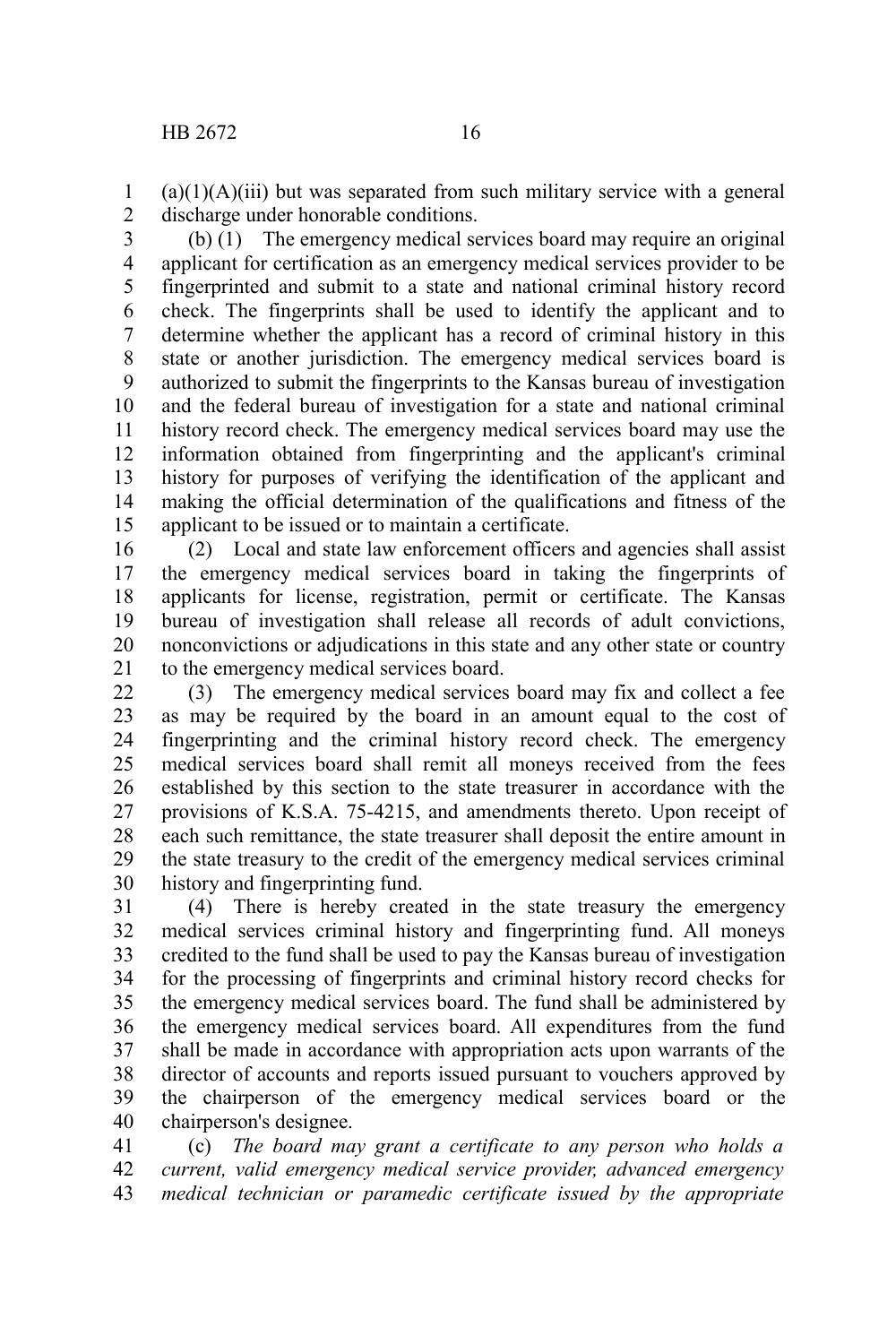(a)(1)(A)(iii) but was separated from such military service with a general discharge under honorable conditions.

(b) (1) The emergency medical services board may require an original applicant for certification as an emergency medical services provider to be fingerprinted and submit to a state and national criminal history record check. The fingerprints shall be used to identify the applicant and to determine whether the applicant has a record of criminal history in this state or another jurisdiction. The emergency medical services board is authorized to submit the fingerprints to the Kansas bureau of investigation and the federal bureau of investigation for a state and national criminal history record check. The emergency medical services board may use the information obtained from fingerprinting and the applicant's criminal history for purposes of verifying the identification of the applicant and making the official determination of the qualifications and fitness of the applicant to be issued or to maintain a certificate.

(2) Local and state law enforcement officers and agencies shall assist the emergency medical services board in taking the fingerprints of applicants for license, registration, permit or certificate. The Kansas bureau of investigation shall release all records of adult convictions, nonconvictions or adjudications in this state and any other state or country to the emergency medical services board.

(3) The emergency medical services board may fix and collect a fee as may be required by the board in an amount equal to the cost of fingerprinting and the criminal history record check. The emergency medical services board shall remit all moneys received from the fees established by this section to the state treasurer in accordance with the provisions of K.S.A. 75-4215, and amendments thereto. Upon receipt of each such remittance, the state treasurer shall deposit the entire amount in the state treasury to the credit of the emergency medical services criminal history and fingerprinting fund.

(4) There is hereby created in the state treasury the emergency medical services criminal history and fingerprinting fund. All moneys credited to the fund shall be used to pay the Kansas bureau of investigation for the processing of fingerprints and criminal history record checks for the emergency medical services board. The fund shall be administered by the emergency medical services board. All expenditures from the fund shall be made in accordance with appropriation acts upon warrants of the director of accounts and reports issued pursuant to vouchers approved by the chairperson of the emergency medical services board or the chairperson's designee.

(c) *The board may grant a certificate to any person who holds a current, valid emergency medical service provider, advanced emergency medical technician or paramedic certificate issued by the appropriate*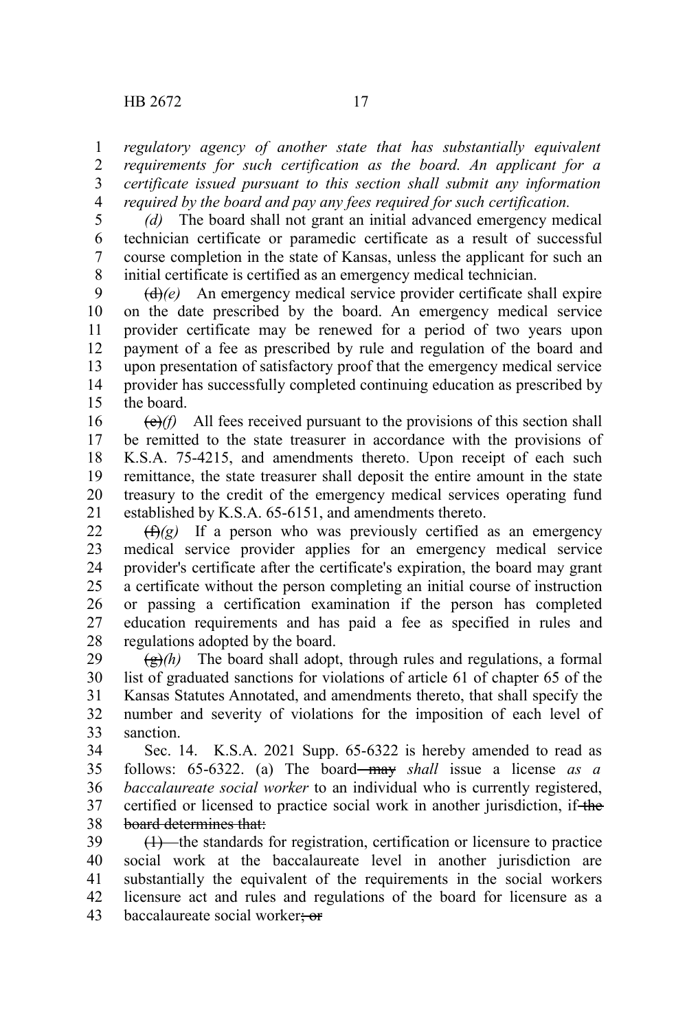*regulatory agency of another state that has substantially equivalent requirements for such certification as the board. An applicant for a certificate issued pursuant to this section shall submit any information required by the board and pay any fees required for such certification.*

*(d)* The board shall not grant an initial advanced emergency medical technician certificate or paramedic certificate as a result of successful course completion in the state of Kansas, unless the applicant for such an initial certificate is certified as an emergency medical technician.

~~(d)~~*(e)* An emergency medical service provider certificate shall expire on the date prescribed by the board. An emergency medical service provider certificate may be renewed for a period of two years upon payment of a fee as prescribed by rule and regulation of the board and upon presentation of satisfactory proof that the emergency medical service provider has successfully completed continuing education as prescribed by the board.

~~(e)~~*(f)* All fees received pursuant to the provisions of this section shall be remitted to the state treasurer in accordance with the provisions of K.S.A. 75-4215, and amendments thereto. Upon receipt of each such remittance, the state treasurer shall deposit the entire amount in the state treasury to the credit of the emergency medical services operating fund established by K.S.A. 65-6151, and amendments thereto.

~~(f)~~*(g)* If a person who was previously certified as an emergency medical service provider applies for an emergency medical service provider's certificate after the certificate's expiration, the board may grant a certificate without the person completing an initial course of instruction or passing a certification examination if the person has completed education requirements and has paid a fee as specified in rules and regulations adopted by the board.

~~(g)~~*(h)* The board shall adopt, through rules and regulations, a formal list of graduated sanctions for violations of article 61 of chapter 65 of the Kansas Statutes Annotated, and amendments thereto, that shall specify the number and severity of violations for the imposition of each level of sanction.

Sec. 14. K.S.A. 2021 Supp. 65-6322 is hereby amended to read as follows: 65-6322. (a) The board ~~may~~ *shall* issue a license *as a baccalaureate social worker* to an individual who is currently registered, certified or licensed to practice social work in another jurisdiction, if ~~the board determines that:~~

~~(1)~~ the standards for registration, certification or licensure to practice social work at the baccalaureate level in another jurisdiction are substantially the equivalent of the requirements in the social workers licensure act and rules and regulations of the board for licensure as a baccalaureate social worker~~; or~~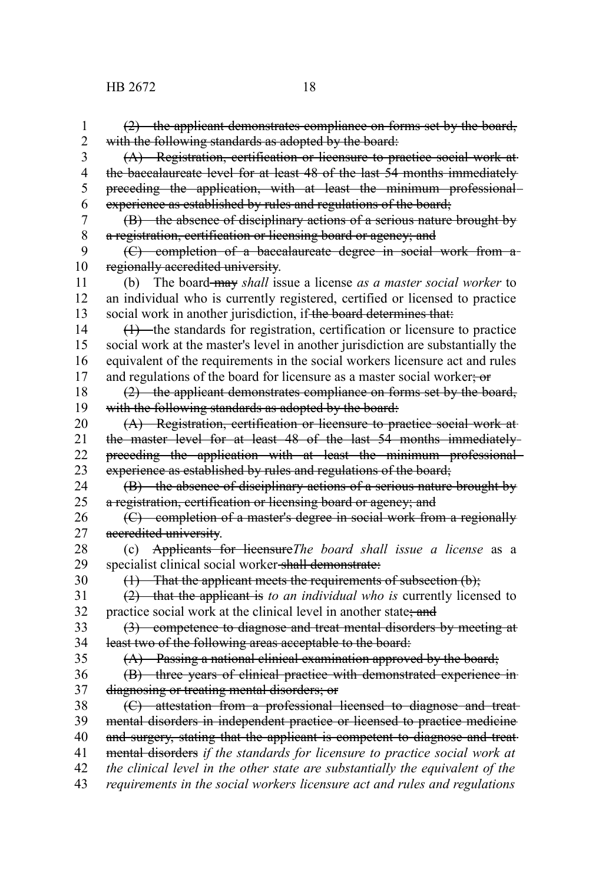~~(2) the applicant demonstrates compliance on forms set by the board, with the following standards as adopted by the board:~~

~~(A) Registration, certification or licensure to practice social work at the baccalaureate level for at least 48 of the last 54 months immediately preceding the application, with at least the minimum professional experience as established by rules and regulations of the board;~~

~~(B) the absence of disciplinary actions of a serious nature brought by a registration, certification or licensing board or agency; and~~

~~(C) completion of a baccalaureate degree in social work from a regionally accredited university~~.

(b) The board ~~may~~ *shall* issue a license *as a master social worker* to an individual who is currently registered, certified or licensed to practice social work in another jurisdiction, if ~~the board determines that:~~

~~(1)~~ the standards for registration, certification or licensure to practice social work at the master's level in another jurisdiction are substantially the equivalent of the requirements in the social workers licensure act and rules and regulations of the board for licensure as a master social worker~~; or~~

~~(2) the applicant demonstrates compliance on forms set by the board, with the following standards as adopted by the board:~~

~~(A) Registration, certification or licensure to practice social work at the master level for at least 48 of the last 54 months immediately preceding the application with at least the minimum professional experience as established by rules and regulations of the board;~~

~~(B) the absence of disciplinary actions of a serious nature brought by a registration, certification or licensing board or agency; and~~

~~(C) completion of a master's degree in social work from a regionally accredited university~~.

(c) ~~Applicants for licensure~~*The board shall issue a license* as a specialist clinical social worker ~~shall demonstrate:~~

~~(1) That the applicant meets the requirements of subsection (b);~~

~~(2) that the applicant is~~ *to an individual who is* currently licensed to practice social work at the clinical level in another state~~; and~~

~~(3) competence to diagnose and treat mental disorders by meeting at least two of the following areas acceptable to the board:~~

~~(A) Passing a national clinical examination approved by the board;~~

~~(B) three years of clinical practice with demonstrated experience in diagnosing or treating mental disorders; or~~

~~(C) attestation from a professional licensed to diagnose and treat mental disorders in independent practice or licensed to practice medicine and surgery, stating that the applicant is competent to diagnose and treat mental disorders~~ *if the standards for licensure to practice social work at the clinical level in the other state are substantially the equivalent of the requirements in the social workers licensure act and rules and regulations*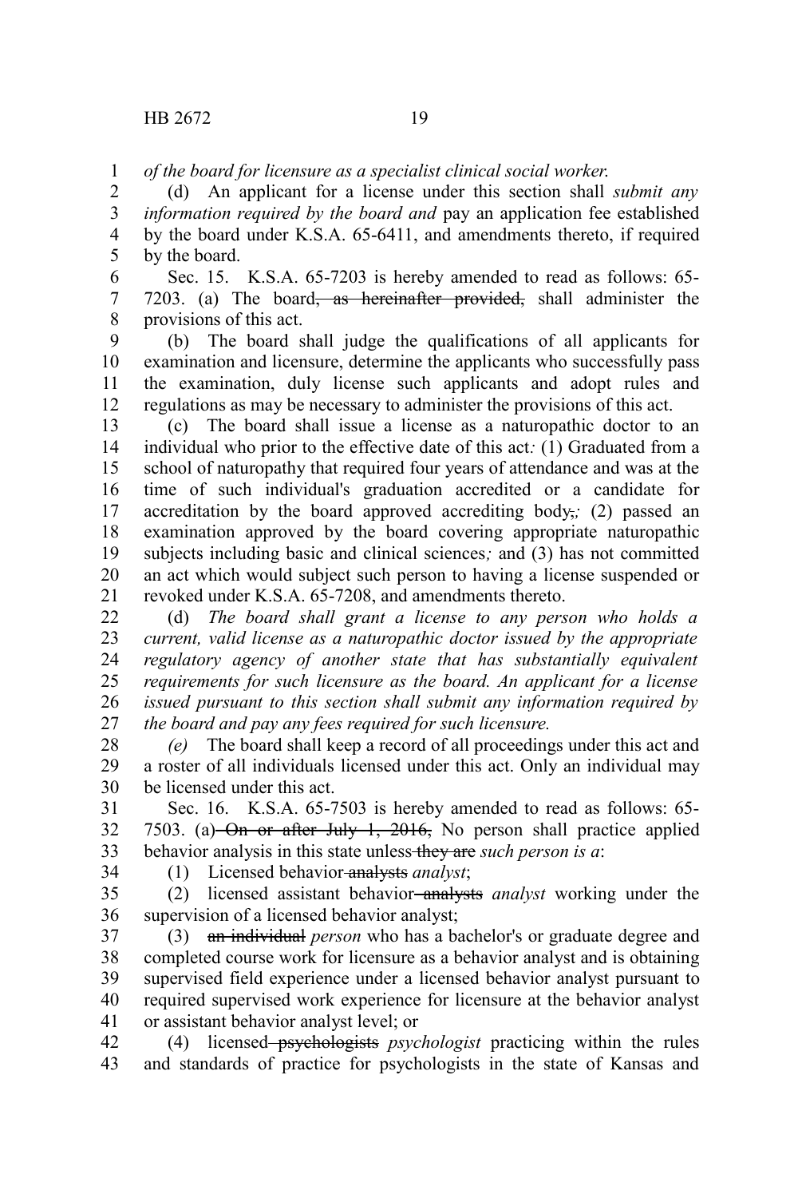*of the board for licensure as a specialist clinical social worker.*

(d) An applicant for a license under this section shall *submit any information required by the board and* pay an application fee established by the board under K.S.A. 65-6411, and amendments thereto, if required by the board.

Sec. 15. K.S.A. 65-7203 is hereby amended to read as follows: 65-7203. (a) The board~~, as hereinafter provided,~~ shall administer the provisions of this act.

(b) The board shall judge the qualifications of all applicants for examination and licensure, determine the applicants who successfully pass the examination, duly license such applicants and adopt rules and regulations as may be necessary to administer the provisions of this act.

(c) The board shall issue a license as a naturopathic doctor to an individual who prior to the effective date of this act*:* (1) Graduated from a school of naturopathy that required four years of attendance and was at the time of such individual's graduation accredited or a candidate for accreditation by the board approved accrediting body~~,~~*;* (2) passed an examination approved by the board covering appropriate naturopathic subjects including basic and clinical sciences*;* and (3) has not committed an act which would subject such person to having a license suspended or revoked under K.S.A. 65-7208, and amendments thereto.

(d) *The board shall grant a license to any person who holds a current, valid license as a naturopathic doctor issued by the appropriate regulatory agency of another state that has substantially equivalent requirements for such licensure as the board. An applicant for a license issued pursuant to this section shall submit any information required by the board and pay any fees required for such licensure.*

*(e)* The board shall keep a record of all proceedings under this act and a roster of all individuals licensed under this act. Only an individual may be licensed under this act.

Sec. 16. K.S.A. 65-7503 is hereby amended to read as follows: 65-7503. (a) ~~On or after July 1, 2016,~~ No person shall practice applied behavior analysis in this state unless ~~they are~~ *such person is a*:

(1) Licensed behavior ~~analysts~~ *analyst*;

(2) licensed assistant behavior ~~analysts~~ *analyst* working under the supervision of a licensed behavior analyst;

(3) ~~an individual~~ *person* who has a bachelor's or graduate degree and completed course work for licensure as a behavior analyst and is obtaining supervised field experience under a licensed behavior analyst pursuant to required supervised work experience for licensure at the behavior analyst or assistant behavior analyst level; or

(4) licensed ~~psychologists~~ *psychologist* practicing within the rules and standards of practice for psychologists in the state of Kansas and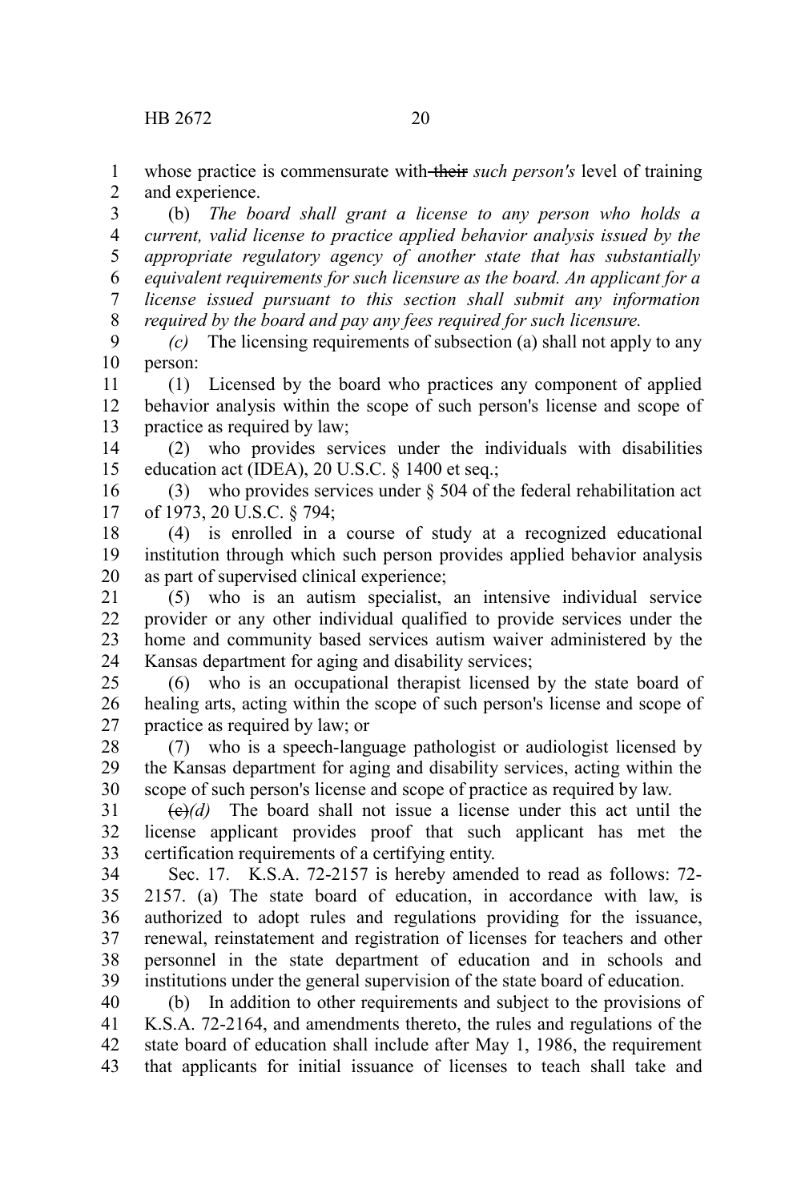whose practice is commensurate with ~~their~~ *such person's* level of training and experience.

(b) *The board shall grant a license to any person who holds a current, valid license to practice applied behavior analysis issued by the appropriate regulatory agency of another state that has substantially equivalent requirements for such licensure as the board. An applicant for a license issued pursuant to this section shall submit any information required by the board and pay any fees required for such licensure.*

*(c)* The licensing requirements of subsection (a) shall not apply to any person:

(1) Licensed by the board who practices any component of applied behavior analysis within the scope of such person's license and scope of practice as required by law;

(2) who provides services under the individuals with disabilities education act (IDEA), 20 U.S.C. § 1400 et seq.;

(3) who provides services under § 504 of the federal rehabilitation act of 1973, 20 U.S.C. § 794;

(4) is enrolled in a course of study at a recognized educational institution through which such person provides applied behavior analysis as part of supervised clinical experience;

(5) who is an autism specialist, an intensive individual service provider or any other individual qualified to provide services under the home and community based services autism waiver administered by the Kansas department for aging and disability services;

(6) who is an occupational therapist licensed by the state board of healing arts, acting within the scope of such person's license and scope of practice as required by law; or

(7) who is a speech-language pathologist or audiologist licensed by the Kansas department for aging and disability services, acting within the scope of such person's license and scope of practice as required by law.

~~(c)~~*(d)* The board shall not issue a license under this act until the license applicant provides proof that such applicant has met the certification requirements of a certifying entity.

Sec. 17. K.S.A. 72-2157 is hereby amended to read as follows: 72-2157. (a) The state board of education, in accordance with law, is authorized to adopt rules and regulations providing for the issuance, renewal, reinstatement and registration of licenses for teachers and other personnel in the state department of education and in schools and institutions under the general supervision of the state board of education.

(b) In addition to other requirements and subject to the provisions of K.S.A. 72-2164, and amendments thereto, the rules and regulations of the state board of education shall include after May 1, 1986, the requirement that applicants for initial issuance of licenses to teach shall take and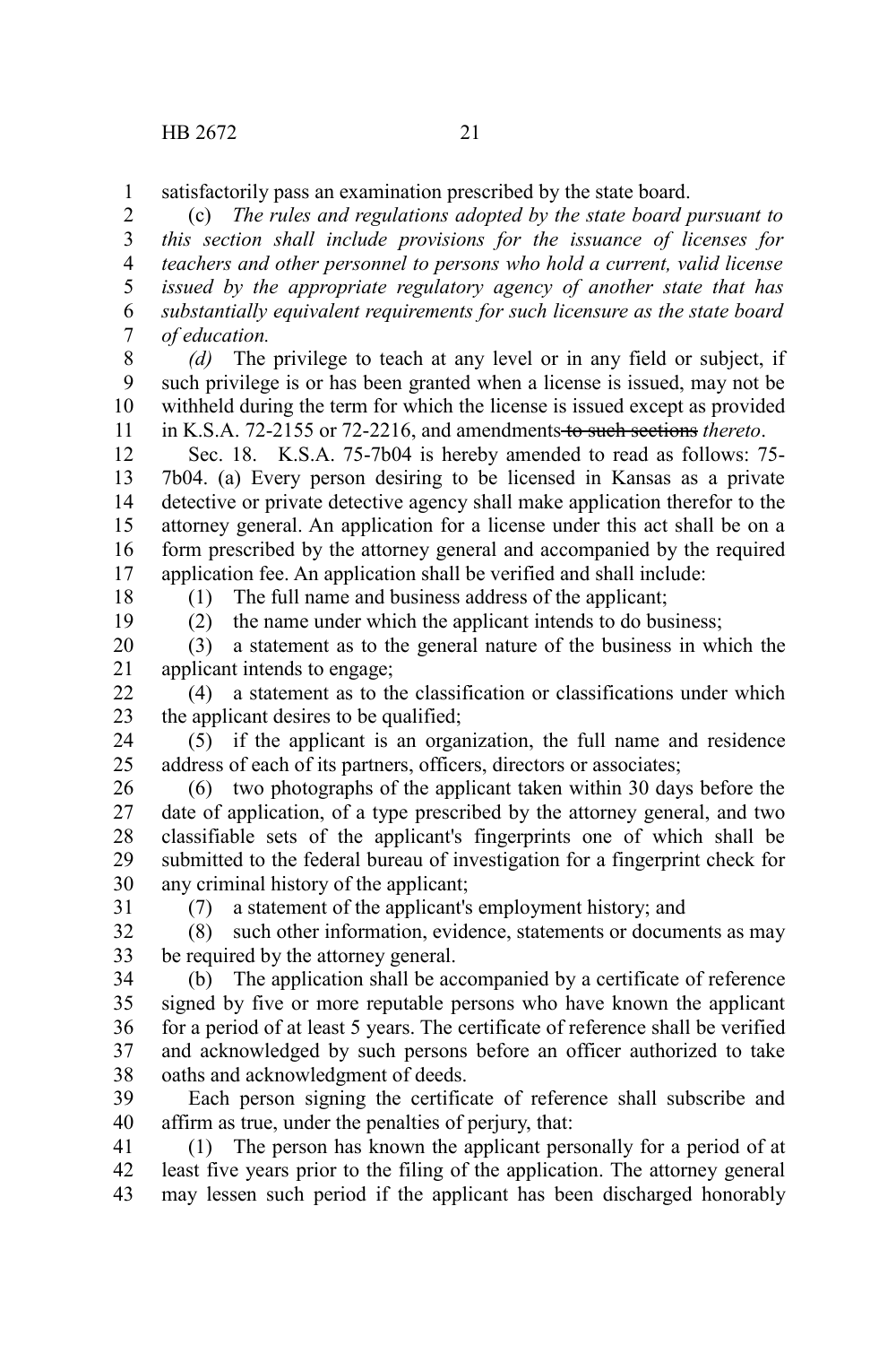satisfactorily pass an examination prescribed by the state board.

(c) *The rules and regulations adopted by the state board pursuant to this section shall include provisions for the issuance of licenses for teachers and other personnel to persons who hold a current, valid license issued by the appropriate regulatory agency of another state that has substantially equivalent requirements for such licensure as the state board of education.*

*(d)* The privilege to teach at any level or in any field or subject, if such privilege is or has been granted when a license is issued, may not be withheld during the term for which the license is issued except as provided in K.S.A. 72-2155 or 72-2216, and amendments ~~to such sections~~ *thereto*.

Sec. 18. K.S.A. 75-7b04 is hereby amended to read as follows: 75-7b04. (a) Every person desiring to be licensed in Kansas as a private detective or private detective agency shall make application therefor to the attorney general. An application for a license under this act shall be on a form prescribed by the attorney general and accompanied by the required application fee. An application shall be verified and shall include:

(1) The full name and business address of the applicant;

(2) the name under which the applicant intends to do business;

(3) a statement as to the general nature of the business in which the applicant intends to engage;

(4) a statement as to the classification or classifications under which the applicant desires to be qualified;

(5) if the applicant is an organization, the full name and residence address of each of its partners, officers, directors or associates;

(6) two photographs of the applicant taken within 30 days before the date of application, of a type prescribed by the attorney general, and two classifiable sets of the applicant's fingerprints one of which shall be submitted to the federal bureau of investigation for a fingerprint check for any criminal history of the applicant;

(7) a statement of the applicant's employment history; and

(8) such other information, evidence, statements or documents as may be required by the attorney general.

(b) The application shall be accompanied by a certificate of reference signed by five or more reputable persons who have known the applicant for a period of at least 5 years. The certificate of reference shall be verified and acknowledged by such persons before an officer authorized to take oaths and acknowledgment of deeds.

Each person signing the certificate of reference shall subscribe and affirm as true, under the penalties of perjury, that:

(1) The person has known the applicant personally for a period of at least five years prior to the filing of the application. The attorney general may lessen such period if the applicant has been discharged honorably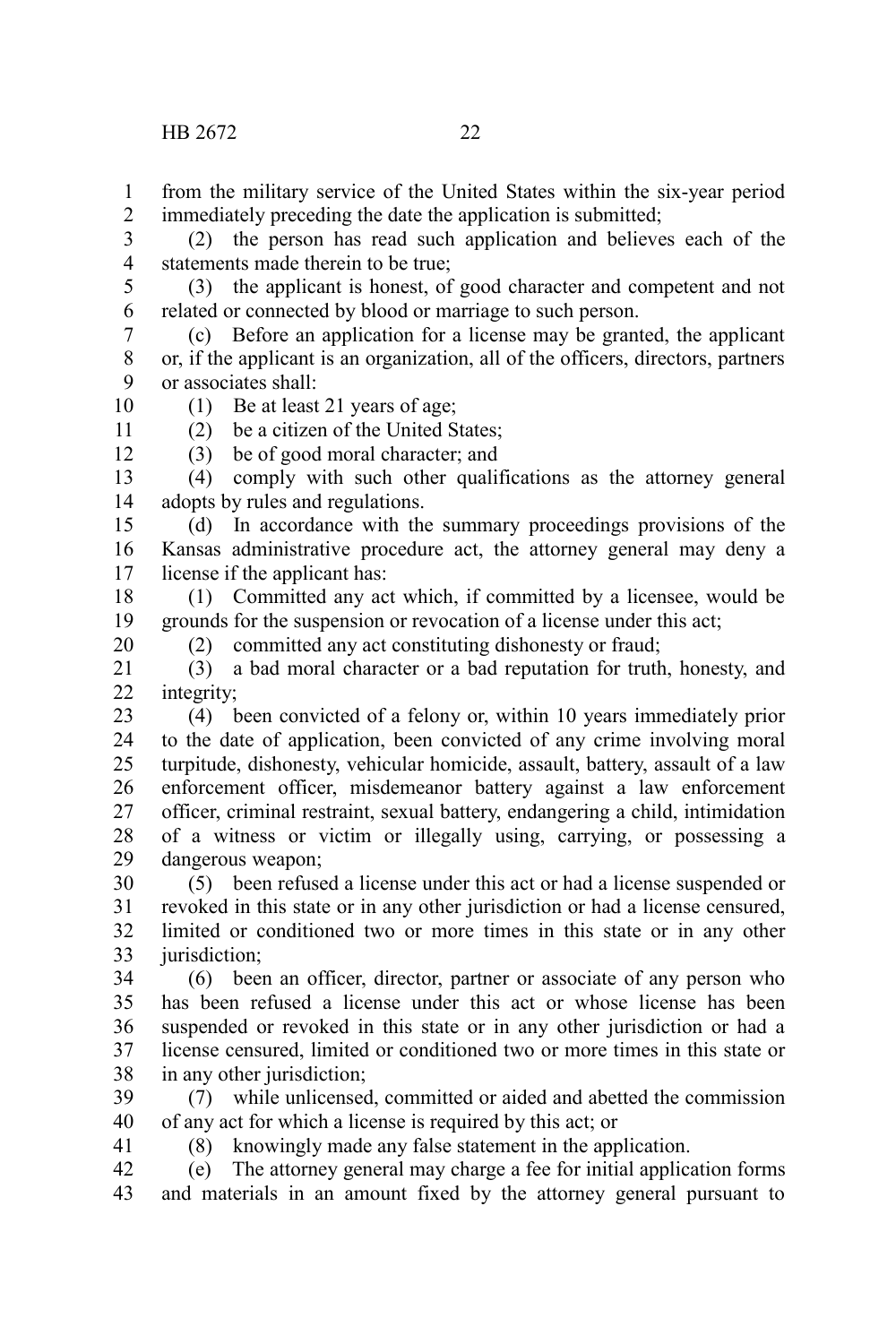from the military service of the United States within the six-year period immediately preceding the date the application is submitted;

(2) the person has read such application and believes each of the statements made therein to be true;

(3) the applicant is honest, of good character and competent and not related or connected by blood or marriage to such person.

(c) Before an application for a license may be granted, the applicant or, if the applicant is an organization, all of the officers, directors, partners or associates shall:

(1) Be at least 21 years of age;

(2) be a citizen of the United States;

(3) be of good moral character; and

(4) comply with such other qualifications as the attorney general adopts by rules and regulations.

(d) In accordance with the summary proceedings provisions of the Kansas administrative procedure act, the attorney general may deny a license if the applicant has:

(1) Committed any act which, if committed by a licensee, would be grounds for the suspension or revocation of a license under this act;

(2) committed any act constituting dishonesty or fraud;

(3) a bad moral character or a bad reputation for truth, honesty, and integrity;

(4) been convicted of a felony or, within 10 years immediately prior to the date of application, been convicted of any crime involving moral turpitude, dishonesty, vehicular homicide, assault, battery, assault of a law enforcement officer, misdemeanor battery against a law enforcement officer, criminal restraint, sexual battery, endangering a child, intimidation of a witness or victim or illegally using, carrying, or possessing a dangerous weapon;

(5) been refused a license under this act or had a license suspended or revoked in this state or in any other jurisdiction or had a license censured, limited or conditioned two or more times in this state or in any other jurisdiction;

(6) been an officer, director, partner or associate of any person who has been refused a license under this act or whose license has been suspended or revoked in this state or in any other jurisdiction or had a license censured, limited or conditioned two or more times in this state or in any other jurisdiction;

(7) while unlicensed, committed or aided and abetted the commission of any act for which a license is required by this act; or

(8) knowingly made any false statement in the application.

(e) The attorney general may charge a fee for initial application forms and materials in an amount fixed by the attorney general pursuant to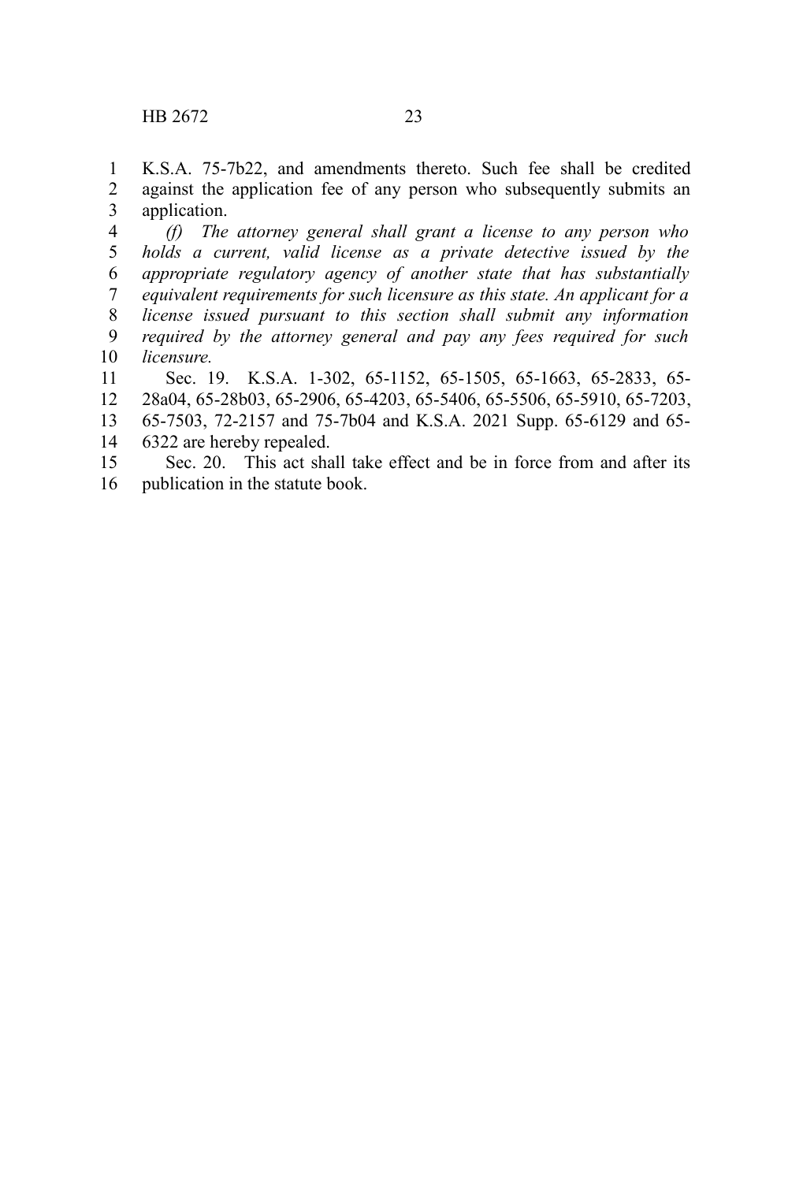K.S.A. 75-7b22, and amendments thereto. Such fee shall be credited against the application fee of any person who subsequently submits an application.

*(f) The attorney general shall grant a license to any person who holds a current, valid license as a private detective issued by the appropriate regulatory agency of another state that has substantially equivalent requirements for such licensure as this state. An applicant for a license issued pursuant to this section shall submit any information required by the attorney general and pay any fees required for such licensure.*

Sec. 19. K.S.A. 1-302, 65-1152, 65-1505, 65-1663, 65-2833, 65-28a04, 65-28b03, 65-2906, 65-4203, 65-5406, 65-5506, 65-5910, 65-7203, 65-7503, 72-2157 and 75-7b04 and K.S.A. 2021 Supp. 65-6129 and 65-6322 are hereby repealed.

Sec. 20. This act shall take effect and be in force from and after its publication in the statute book.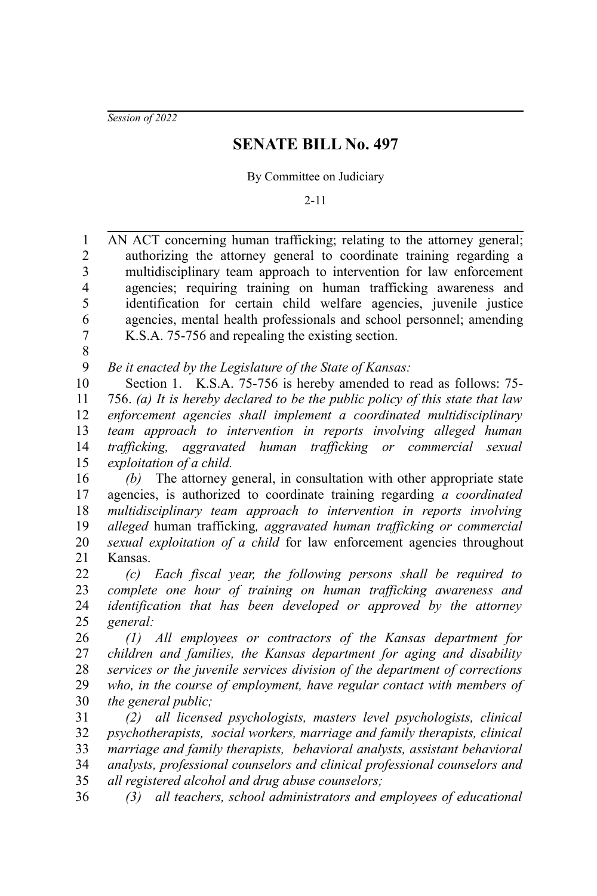*Session of 2022*

# SENATE BILL No. 497

By Committee on Judiciary

2-11

AN ACT concerning human trafficking; relating to the attorney general; authorizing the attorney general to coordinate training regarding a multidisciplinary team approach to intervention for law enforcement agencies; requiring training on human trafficking awareness and identification for certain child welfare agencies, juvenile justice agencies, mental health professionals and school personnel; amending K.S.A. 75-756 and repealing the existing section.

*Be it enacted by the Legislature of the State of Kansas:*

Section 1. K.S.A. 75-756 is hereby amended to read as follows: 75-756. *(a) It is hereby declared to be the public policy of this state that law enforcement agencies shall implement a coordinated multidisciplinary team approach to intervention in reports involving alleged human trafficking, aggravated human trafficking or commercial sexual exploitation of a child.*

*(b)* The attorney general, in consultation with other appropriate state agencies, is authorized to coordinate training regarding *a coordinated multidisciplinary team approach to intervention in reports involving alleged* human trafficking*, aggravated human trafficking or commercial sexual exploitation of a child* for law enforcement agencies throughout Kansas.

*(c) Each fiscal year, the following persons shall be required to complete one hour of training on human trafficking awareness and identification that has been developed or approved by the attorney general:*

*(1) All employees or contractors of the Kansas department for children and families, the Kansas department for aging and disability services or the juvenile services division of the department of corrections who, in the course of employment, have regular contact with members of the general public;*

*(2) all licensed psychologists, masters level psychologists, clinical psychotherapists, social workers, marriage and family therapists, clinical marriage and family therapists, behavioral analysts, assistant behavioral analysts, professional counselors and clinical professional counselors and all registered alcohol and drug abuse counselors;*

*(3) all teachers, school administrators and employees of educational*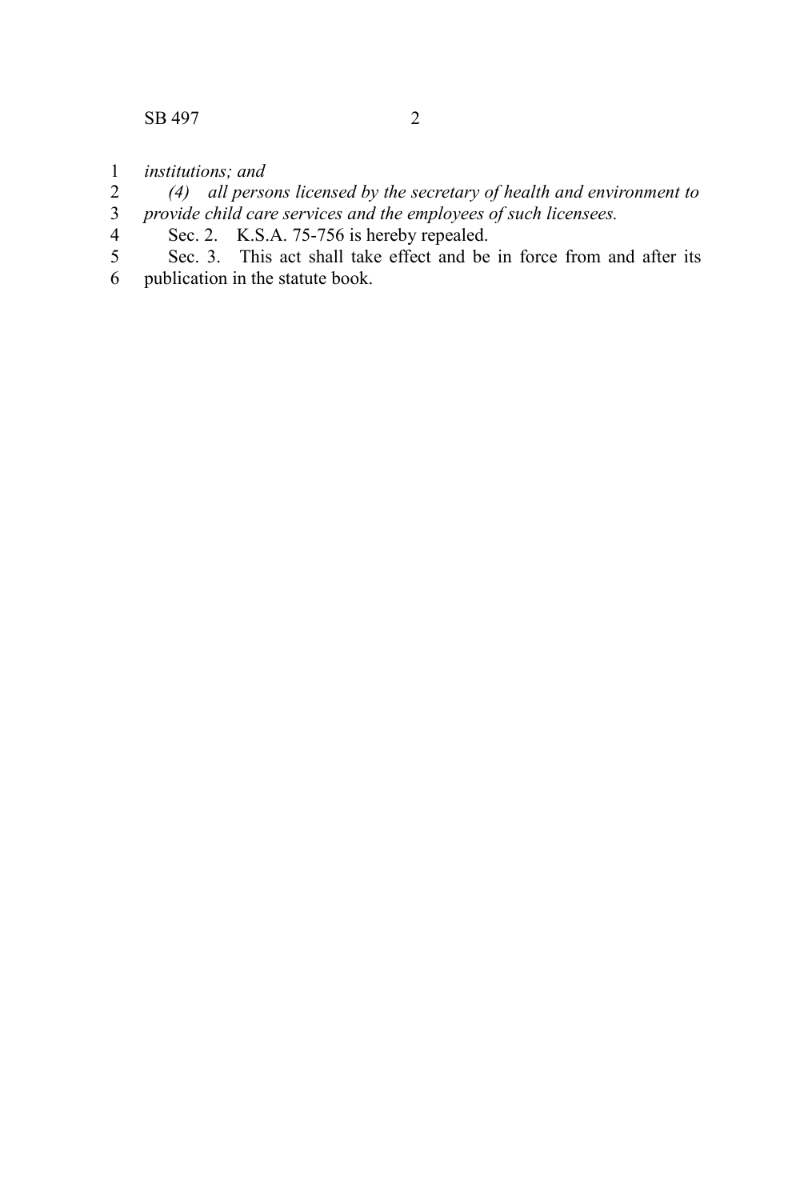*institutions; and*

*(4) all persons licensed by the secretary of health and environment to provide child care services and the employees of such licensees.*

Sec. 2. K.S.A. 75-756 is hereby repealed.

Sec. 3. This act shall take effect and be in force from and after its publication in the statute book.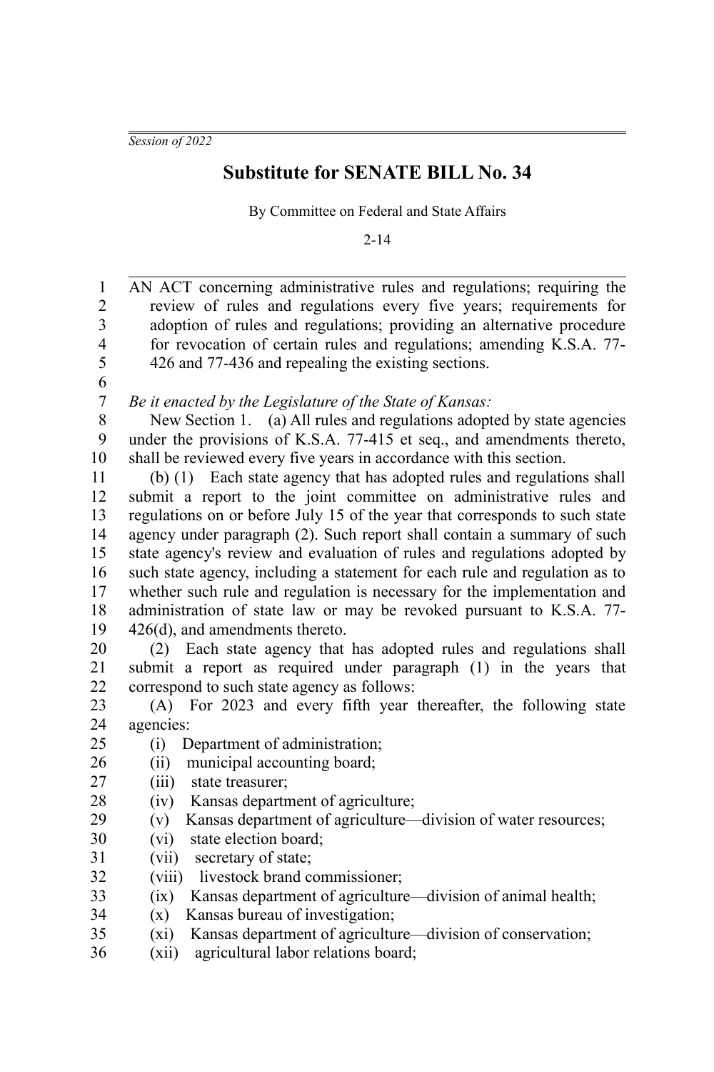*Session of 2022*

# Substitute for SENATE BILL No. 34

By Committee on Federal and State Affairs

2-14

AN ACT concerning administrative rules and regulations; requiring the review of rules and regulations every five years; requirements for adoption of rules and regulations; providing an alternative procedure for revocation of certain rules and regulations; amending K.S.A. 77-426 and 77-436 and repealing the existing sections.

*Be it enacted by the Legislature of the State of Kansas:*

New Section 1. (a) All rules and regulations adopted by state agencies under the provisions of K.S.A. 77-415 et seq., and amendments thereto, shall be reviewed every five years in accordance with this section.

(b) (1) Each state agency that has adopted rules and regulations shall submit a report to the joint committee on administrative rules and regulations on or before July 15 of the year that corresponds to such state agency under paragraph (2). Such report shall contain a summary of such state agency's review and evaluation of rules and regulations adopted by such state agency, including a statement for each rule and regulation as to whether such rule and regulation is necessary for the implementation and administration of state law or may be revoked pursuant to K.S.A. 77-426(d), and amendments thereto.

(2) Each state agency that has adopted rules and regulations shall submit a report as required under paragraph (1) in the years that correspond to such state agency as follows:

(A) For 2023 and every fifth year thereafter, the following state agencies:

(i) Department of administration;

(ii) municipal accounting board;

(iii) state treasurer;

(iv) Kansas department of agriculture;

(v) Kansas department of agriculture—division of water resources;

(vi) state election board;

(vii) secretary of state;

(viii) livestock brand commissioner;

(ix) Kansas department of agriculture—division of animal health;

(x) Kansas bureau of investigation;

(xi) Kansas department of agriculture—division of conservation;

(xii) agricultural labor relations board;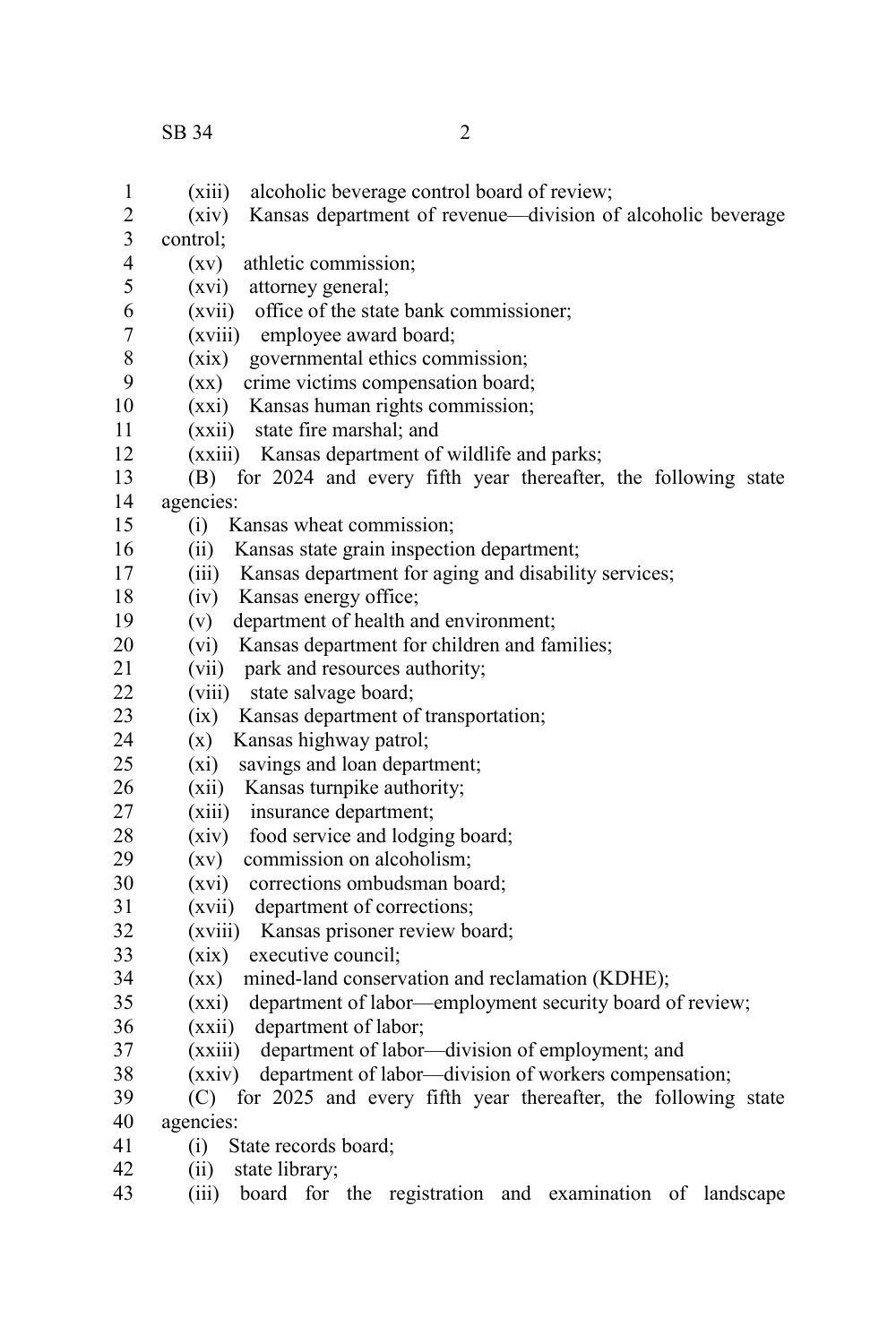(xiii) alcoholic beverage control board of review;

(xiv) Kansas department of revenue—division of alcoholic beverage control;

(xv) athletic commission;

(xvi) attorney general;

(xvii) office of the state bank commissioner;

(xviii) employee award board;

(xix) governmental ethics commission;

(xx) crime victims compensation board;

(xxi) Kansas human rights commission;

(xxii) state fire marshal; and

(xxiii) Kansas department of wildlife and parks;

(B) for 2024 and every fifth year thereafter, the following state agencies:

(i) Kansas wheat commission;

(ii) Kansas state grain inspection department;

(iii) Kansas department for aging and disability services;

(iv) Kansas energy office;

(v) department of health and environment;

(vi) Kansas department for children and families;

(vii) park and resources authority;

(viii) state salvage board;

(ix) Kansas department of transportation;

(x) Kansas highway patrol;

(xi) savings and loan department;

(xii) Kansas turnpike authority;

(xiii) insurance department;

(xiv) food service and lodging board;

(xv) commission on alcoholism;

(xvi) corrections ombudsman board;

(xvii) department of corrections;

(xviii) Kansas prisoner review board;

(xix) executive council;

(xx) mined-land conservation and reclamation (KDHE);

(xxi) department of labor—employment security board of review;

(xxii) department of labor;

(xxiii) department of labor—division of employment; and

(xxiv) department of labor—division of workers compensation;

(C) for 2025 and every fifth year thereafter, the following state agencies:

(i) State records board;

(ii) state library;

(iii) board for the registration and examination of landscape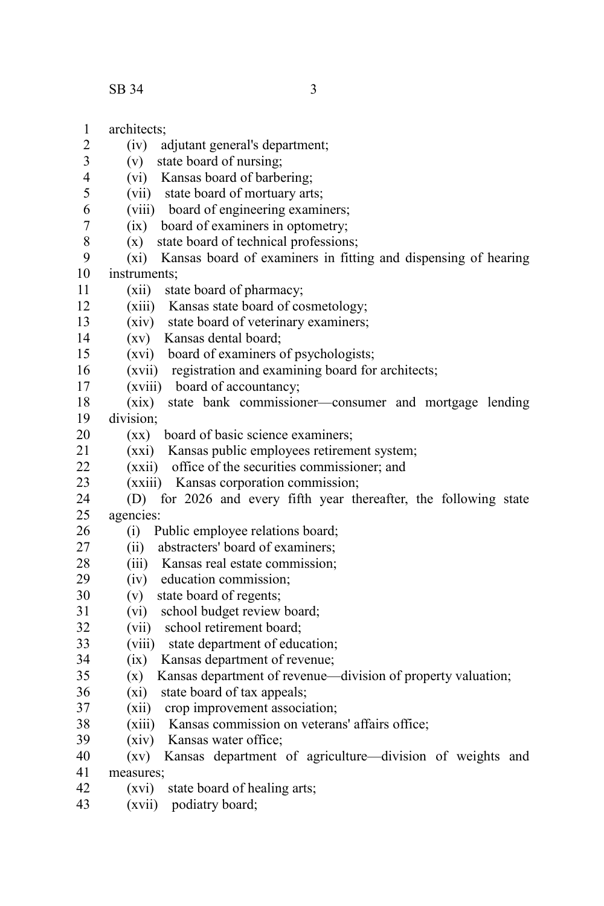architects;

(iv) adjutant general's department;

(v) state board of nursing;

(vi) Kansas board of barbering;

(vii) state board of mortuary arts;

(viii) board of engineering examiners;

(ix) board of examiners in optometry;

(x) state board of technical professions;

(xi) Kansas board of examiners in fitting and dispensing of hearing instruments;

(xii) state board of pharmacy;

(xiii) Kansas state board of cosmetology;

(xiv) state board of veterinary examiners;

(xv) Kansas dental board;

(xvi) board of examiners of psychologists;

(xvii) registration and examining board for architects;

(xviii) board of accountancy;

(xix) state bank commissioner—consumer and mortgage lending division;

(xx) board of basic science examiners;

(xxi) Kansas public employees retirement system;

(xxii) office of the securities commissioner; and

(xxiii) Kansas corporation commission;

(D) for 2026 and every fifth year thereafter, the following state agencies:

(i) Public employee relations board;

(ii) abstracters' board of examiners;

(iii) Kansas real estate commission;

(iv) education commission;

(v) state board of regents;

(vi) school budget review board;

(vii) school retirement board;

(viii) state department of education;

(ix) Kansas department of revenue;

(x) Kansas department of revenue—division of property valuation;

(xi) state board of tax appeals;

(xii) crop improvement association;

(xiii) Kansas commission on veterans' affairs office;

(xiv) Kansas water office;

(xv) Kansas department of agriculture—division of weights and measures;

(xvi) state board of healing arts;

(xvii) podiatry board;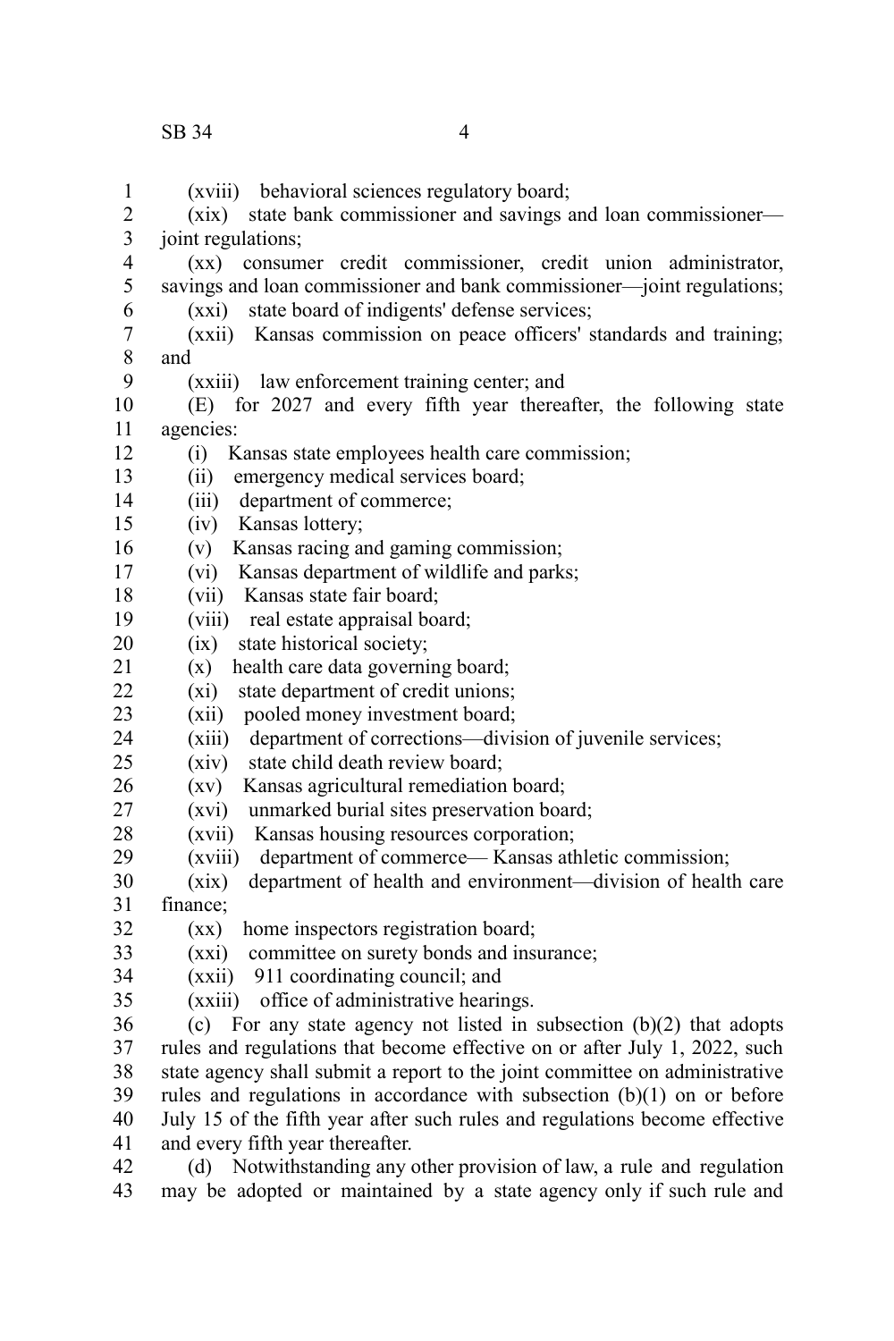(xviii) behavioral sciences regulatory board;

(xix) state bank commissioner and savings and loan commissioner—joint regulations;

(xx) consumer credit commissioner, credit union administrator, savings and loan commissioner and bank commissioner—joint regulations;

(xxi) state board of indigents' defense services;

(xxii) Kansas commission on peace officers' standards and training; and

(xxiii) law enforcement training center; and

(E) for 2027 and every fifth year thereafter, the following state agencies:

(i) Kansas state employees health care commission;

(ii) emergency medical services board;

(iii) department of commerce;

(iv) Kansas lottery;

(v) Kansas racing and gaming commission;

(vi) Kansas department of wildlife and parks;

(vii) Kansas state fair board;

(viii) real estate appraisal board;

(ix) state historical society;

(x) health care data governing board;

(xi) state department of credit unions;

(xii) pooled money investment board;

(xiii) department of corrections—division of juvenile services;

(xiv) state child death review board;

(xv) Kansas agricultural remediation board;

(xvi) unmarked burial sites preservation board;

(xvii) Kansas housing resources corporation;

(xviii) department of commerce— Kansas athletic commission;

(xix) department of health and environment—division of health care finance;

(xx) home inspectors registration board;

(xxi) committee on surety bonds and insurance;

(xxii) 911 coordinating council; and

(xxiii) office of administrative hearings.

(c) For any state agency not listed in subsection (b)(2) that adopts rules and regulations that become effective on or after July 1, 2022, such state agency shall submit a report to the joint committee on administrative rules and regulations in accordance with subsection (b)(1) on or before July 15 of the fifth year after such rules and regulations become effective and every fifth year thereafter.

(d) Notwithstanding any other provision of law, a rule and regulation may be adopted or maintained by a state agency only if such rule and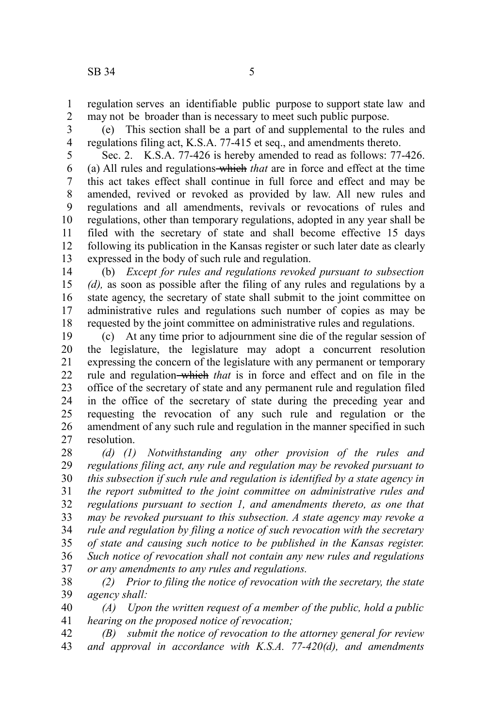regulation serves an identifiable public purpose to support state law and may not be broader than is necessary to meet such public purpose.

(e) This section shall be a part of and supplemental to the rules and regulations filing act, K.S.A. 77-415 et seq., and amendments thereto.

Sec. 2. K.S.A. 77-426 is hereby amended to read as follows: 77-426. (a) All rules and regulations ~~which~~ *that* are in force and effect at the time this act takes effect shall continue in full force and effect and may be amended, revived or revoked as provided by law. All new rules and regulations and all amendments, revivals or revocations of rules and regulations, other than temporary regulations, adopted in any year shall be filed with the secretary of state and shall become effective 15 days following its publication in the Kansas register or such later date as clearly expressed in the body of such rule and regulation.

(b) *Except for rules and regulations revoked pursuant to subsection (d),* as soon as possible after the filing of any rules and regulations by a state agency, the secretary of state shall submit to the joint committee on administrative rules and regulations such number of copies as may be requested by the joint committee on administrative rules and regulations.

(c) At any time prior to adjournment sine die of the regular session of the legislature, the legislature may adopt a concurrent resolution expressing the concern of the legislature with any permanent or temporary rule and regulation ~~which~~ *that* is in force and effect and on file in the office of the secretary of state and any permanent rule and regulation filed in the office of the secretary of state during the preceding year and requesting the revocation of any such rule and regulation or the amendment of any such rule and regulation in the manner specified in such resolution.

*(d) (1) Notwithstanding any other provision of the rules and regulations filing act, any rule and regulation may be revoked pursuant to this subsection if such rule and regulation is identified by a state agency in the report submitted to the joint committee on administrative rules and regulations pursuant to section 1, and amendments thereto, as one that may be revoked pursuant to this subsection. A state agency may revoke a rule and regulation by filing a notice of such revocation with the secretary of state and causing such notice to be published in the Kansas register. Such notice of revocation shall not contain any new rules and regulations or any amendments to any rules and regulations.*

*(2) Prior to filing the notice of revocation with the secretary, the state agency shall:*

*(A) Upon the written request of a member of the public, hold a public hearing on the proposed notice of revocation;*

*(B) submit the notice of revocation to the attorney general for review and approval in accordance with K.S.A. 77-420(d), and amendments*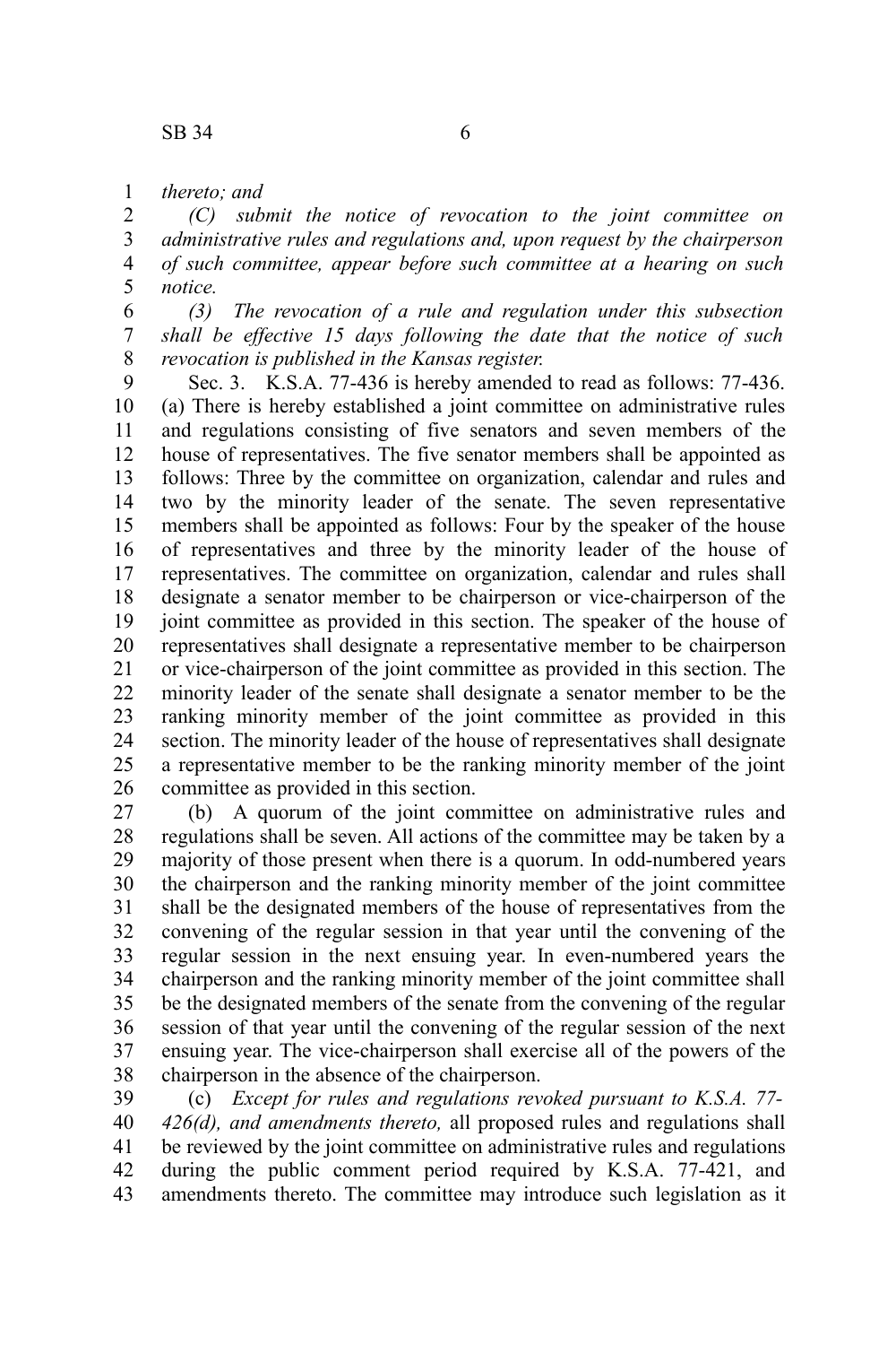*thereto; and*

*(C) submit the notice of revocation to the joint committee on administrative rules and regulations and, upon request by the chairperson of such committee, appear before such committee at a hearing on such notice.*

*(3) The revocation of a rule and regulation under this subsection shall be effective 15 days following the date that the notice of such revocation is published in the Kansas register.*

Sec. 3. K.S.A. 77-436 is hereby amended to read as follows: 77-436. (a) There is hereby established a joint committee on administrative rules and regulations consisting of five senators and seven members of the house of representatives. The five senator members shall be appointed as follows: Three by the committee on organization, calendar and rules and two by the minority leader of the senate. The seven representative members shall be appointed as follows: Four by the speaker of the house of representatives and three by the minority leader of the house of representatives. The committee on organization, calendar and rules shall designate a senator member to be chairperson or vice-chairperson of the joint committee as provided in this section. The speaker of the house of representatives shall designate a representative member to be chairperson or vice-chairperson of the joint committee as provided in this section. The minority leader of the senate shall designate a senator member to be the ranking minority member of the joint committee as provided in this section. The minority leader of the house of representatives shall designate a representative member to be the ranking minority member of the joint committee as provided in this section.

(b) A quorum of the joint committee on administrative rules and regulations shall be seven. All actions of the committee may be taken by a majority of those present when there is a quorum. In odd-numbered years the chairperson and the ranking minority member of the joint committee shall be the designated members of the house of representatives from the convening of the regular session in that year until the convening of the regular session in the next ensuing year. In even-numbered years the chairperson and the ranking minority member of the joint committee shall be the designated members of the senate from the convening of the regular session of that year until the convening of the regular session of the next ensuing year. The vice-chairperson shall exercise all of the powers of the chairperson in the absence of the chairperson.

(c) *Except for rules and regulations revoked pursuant to K.S.A. 77-426(d), and amendments thereto,* all proposed rules and regulations shall be reviewed by the joint committee on administrative rules and regulations during the public comment period required by K.S.A. 77-421, and amendments thereto. The committee may introduce such legislation as it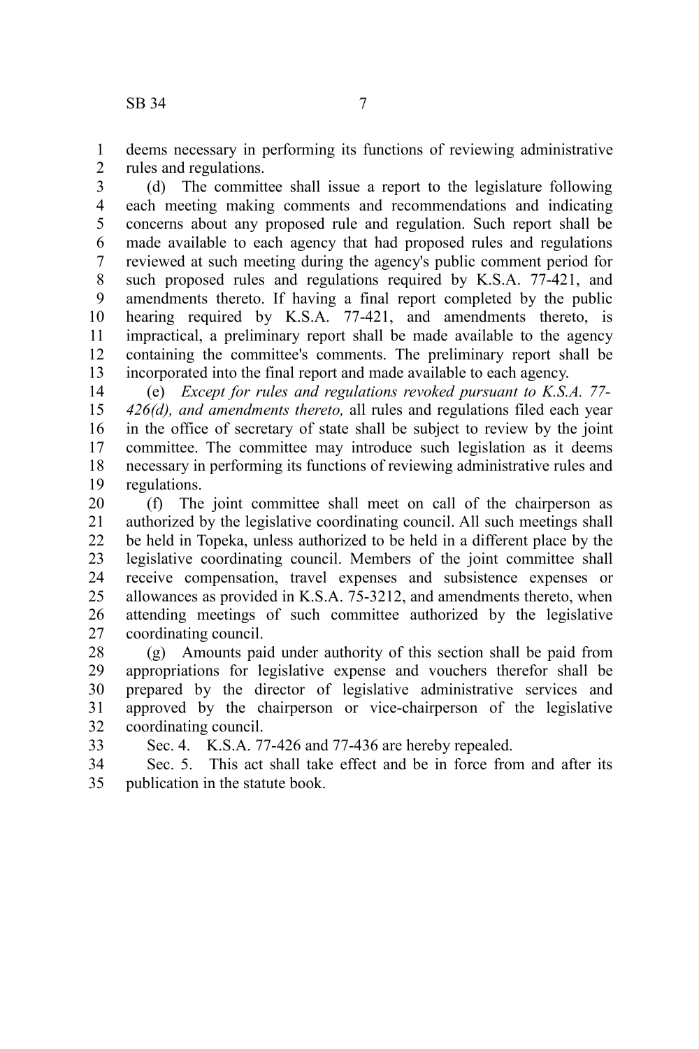deems necessary in performing its functions of reviewing administrative rules and regulations.

(d) The committee shall issue a report to the legislature following each meeting making comments and recommendations and indicating concerns about any proposed rule and regulation. Such report shall be made available to each agency that had proposed rules and regulations reviewed at such meeting during the agency's public comment period for such proposed rules and regulations required by K.S.A. 77-421, and amendments thereto. If having a final report completed by the public hearing required by K.S.A. 77-421, and amendments thereto, is impractical, a preliminary report shall be made available to the agency containing the committee's comments. The preliminary report shall be incorporated into the final report and made available to each agency.

(e) *Except for rules and regulations revoked pursuant to K.S.A. 77-426(d), and amendments thereto,* all rules and regulations filed each year in the office of secretary of state shall be subject to review by the joint committee. The committee may introduce such legislation as it deems necessary in performing its functions of reviewing administrative rules and regulations.

(f) The joint committee shall meet on call of the chairperson as authorized by the legislative coordinating council. All such meetings shall be held in Topeka, unless authorized to be held in a different place by the legislative coordinating council. Members of the joint committee shall receive compensation, travel expenses and subsistence expenses or allowances as provided in K.S.A. 75-3212, and amendments thereto, when attending meetings of such committee authorized by the legislative coordinating council.

(g) Amounts paid under authority of this section shall be paid from appropriations for legislative expense and vouchers therefor shall be prepared by the director of legislative administrative services and approved by the chairperson or vice-chairperson of the legislative coordinating council.

Sec. 4. K.S.A. 77-426 and 77-436 are hereby repealed.

Sec. 5. This act shall take effect and be in force from and after its publication in the statute book.